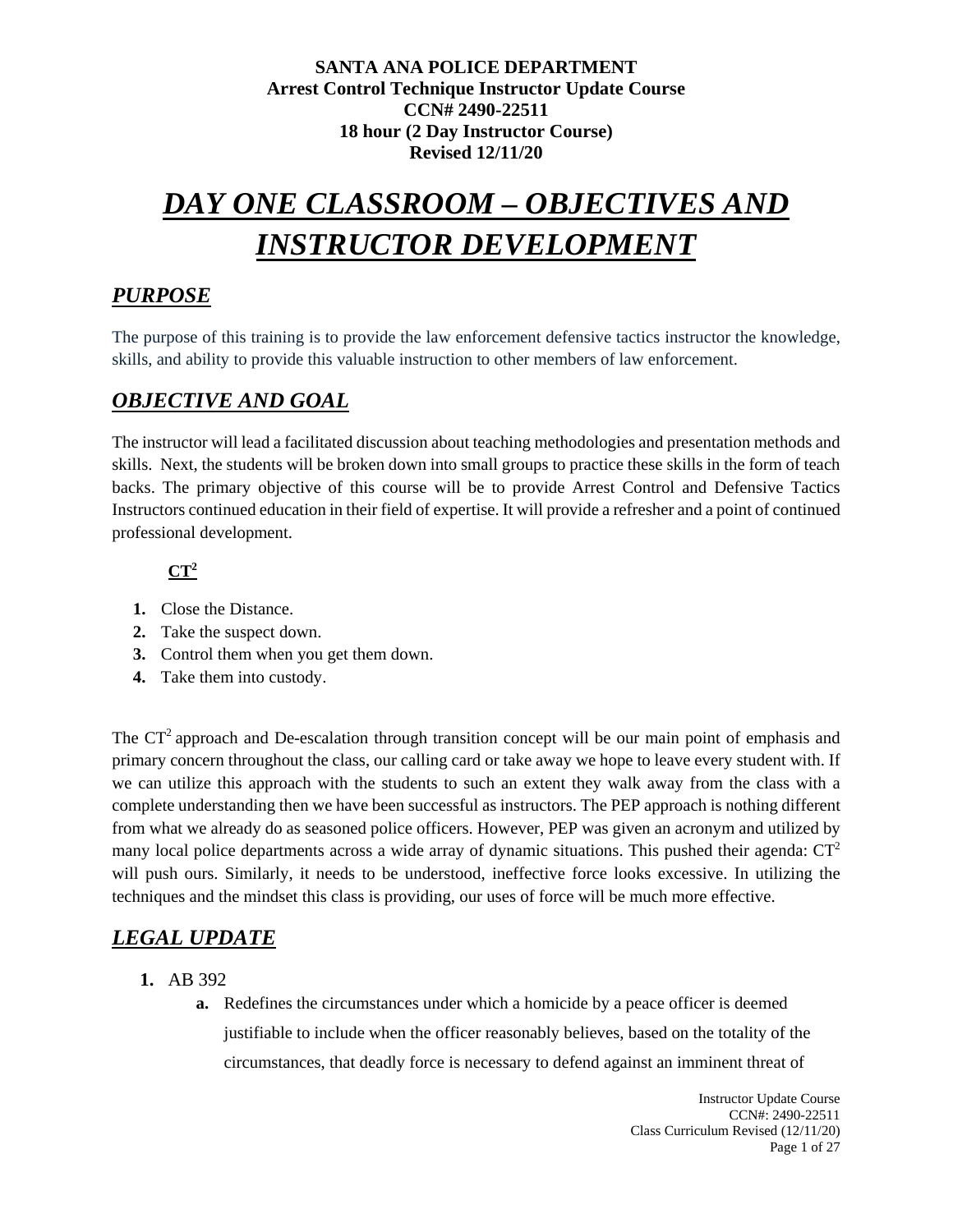**SANTA ANA POLICE DEPARTMENT**
**Arrest Control Technique Instructor Update Course**
**CCN# 2490-22511**
**18 hour (2 Day Instructor Course)**
**Revised 12/11/20**

# *DAY ONE CLASSROOM – OBJECTIVES AND INSTRUCTOR DEVELOPMENT*

## *PURPOSE*

The purpose of this training is to provide the law enforcement defensive tactics instructor the knowledge, skills, and ability to provide this valuable instruction to other members of law enforcement.

## *OBJECTIVE AND GOAL*

The instructor will lead a facilitated discussion about teaching methodologies and presentation methods and skills. Next, the students will be broken down into small groups to practice these skills in the form of teach backs. The primary objective of this course will be to provide Arrest Control and Defensive Tactics Instructors continued education in their field of expertise. It will provide a refresher and a point of continued professional development.

**$CT^2$**

1. Close the Distance.
2. Take the suspect down.
3. Control them when you get them down.
4. Take them into custody.

The $CT^2$ approach and De-escalation through transition concept will be our main point of emphasis and primary concern throughout the class, our calling card or take away we hope to leave every student with. If we can utilize this approach with the students to such an extent they walk away from the class with a complete understanding then we have been successful as instructors. The PEP approach is nothing different from what we already do as seasoned police officers. However, PEP was given an acronym and utilized by many local police departments across a wide array of dynamic situations. This pushed their agenda: $CT^2$ will push ours. Similarly, it needs to be understood, ineffective force looks excessive. In utilizing the techniques and the mindset this class is providing, our uses of force will be much more effective.

## *LEGAL UPDATE*

1. AB 392
   a. Redefines the circumstances under which a homicide by a peace officer is deemed justifiable to include when the officer reasonably believes, based on the totality of the circumstances, that deadly force is necessary to defend against an imminent threat of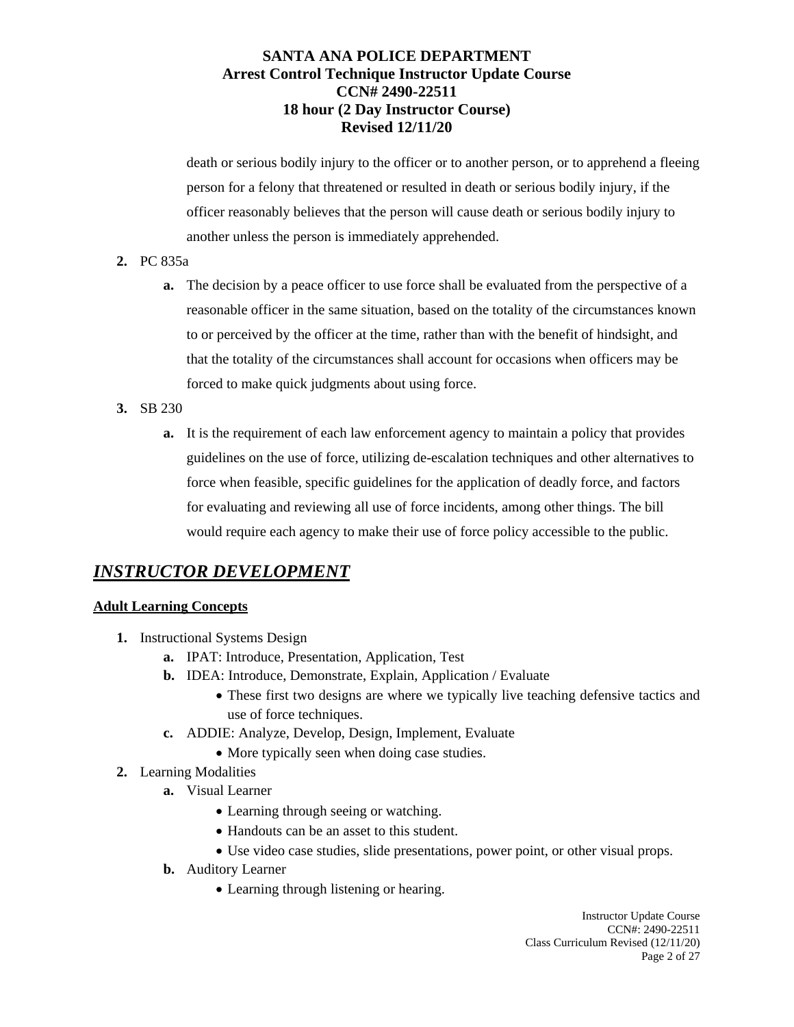death or serious bodily injury to the officer or to another person, or to apprehend a fleeing person for a felony that threatened or resulted in death or serious bodily injury, if the officer reasonably believes that the person will cause death or serious bodily injury to another unless the person is immediately apprehended.

2. PC 835a
   a. The decision by a peace officer to use force shall be evaluated from the perspective of a reasonable officer in the same situation, based on the totality of the circumstances known to or perceived by the officer at the time, rather than with the benefit of hindsight, and that the totality of the circumstances shall account for occasions when officers may be forced to make quick judgments about using force.
3. SB 230
   a. It is the requirement of each law enforcement agency to maintain a policy that provides guidelines on the use of force, utilizing de-escalation techniques and other alternatives to force when feasible, specific guidelines for the application of deadly force, and factors for evaluating and reviewing all use of force incidents, among other things. The bill would require each agency to make their use of force policy accessible to the public.

## *INSTRUCTOR DEVELOPMENT*

**Adult Learning Concepts**

1. Instructional Systems Design
   a. IPAT: Introduce, Presentation, Application, Test
   b. IDEA: Introduce, Demonstrate, Explain, Application / Evaluate
      - These first two designs are where we typically live teaching defensive tactics and use of force techniques.
   c. ADDIE: Analyze, Develop, Design, Implement, Evaluate
      - More typically seen when doing case studies.
2. Learning Modalities
   a. Visual Learner
      - Learning through seeing or watching.
      - Handouts can be an asset to this student.
      - Use video case studies, slide presentations, power point, or other visual props.
   b. Auditory Learner
      - Learning through listening or hearing.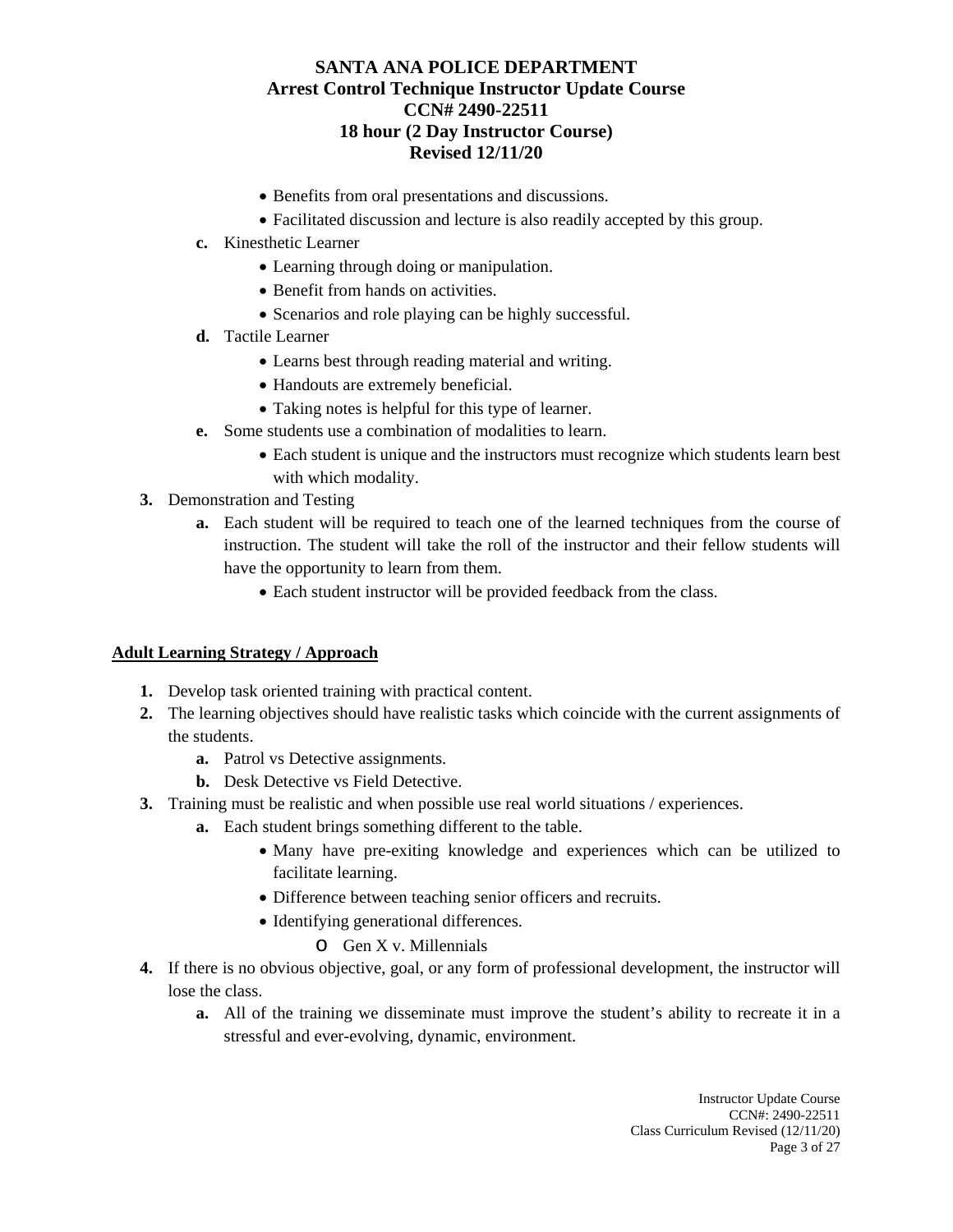- Benefits from oral presentations and discussions.
- Facilitated discussion and lecture is also readily accepted by this group.

**c.** Kinesthetic Learner

- Learning through doing or manipulation.
- Benefit from hands on activities.
- Scenarios and role playing can be highly successful.

**d.** Tactile Learner

- Learns best through reading material and writing.
- Handouts are extremely beneficial.
- Taking notes is helpful for this type of learner.

**e.** Some students use a combination of modalities to learn.

- Each student is unique and the instructors must recognize which students learn best with which modality.

**3.** Demonstration and Testing

**a.** Each student will be required to teach one of the learned techniques from the course of instruction. The student will take the roll of the instructor and their fellow students will have the opportunity to learn from them.

- Each student instructor will be provided feedback from the class.

**<u>Adult Learning Strategy / Approach</u>**

**1.** Develop task oriented training with practical content.

**2.** The learning objectives should have realistic tasks which coincide with the current assignments of the students.

**a.** Patrol vs Detective assignments.

**b.** Desk Detective vs Field Detective.

**3.** Training must be realistic and when possible use real world situations / experiences.

**a.** Each student brings something different to the table.

- Many have pre-exiting knowledge and experiences which can be utilized to facilitate learning.
- Difference between teaching senior officers and recruits.
- Identifying generational differences.
    - Gen X v. Millennials

**4.** If there is no obvious objective, goal, or any form of professional development, the instructor will lose the class.

**a.** All of the training we disseminate must improve the student's ability to recreate it in a stressful and ever-evolving, dynamic, environment.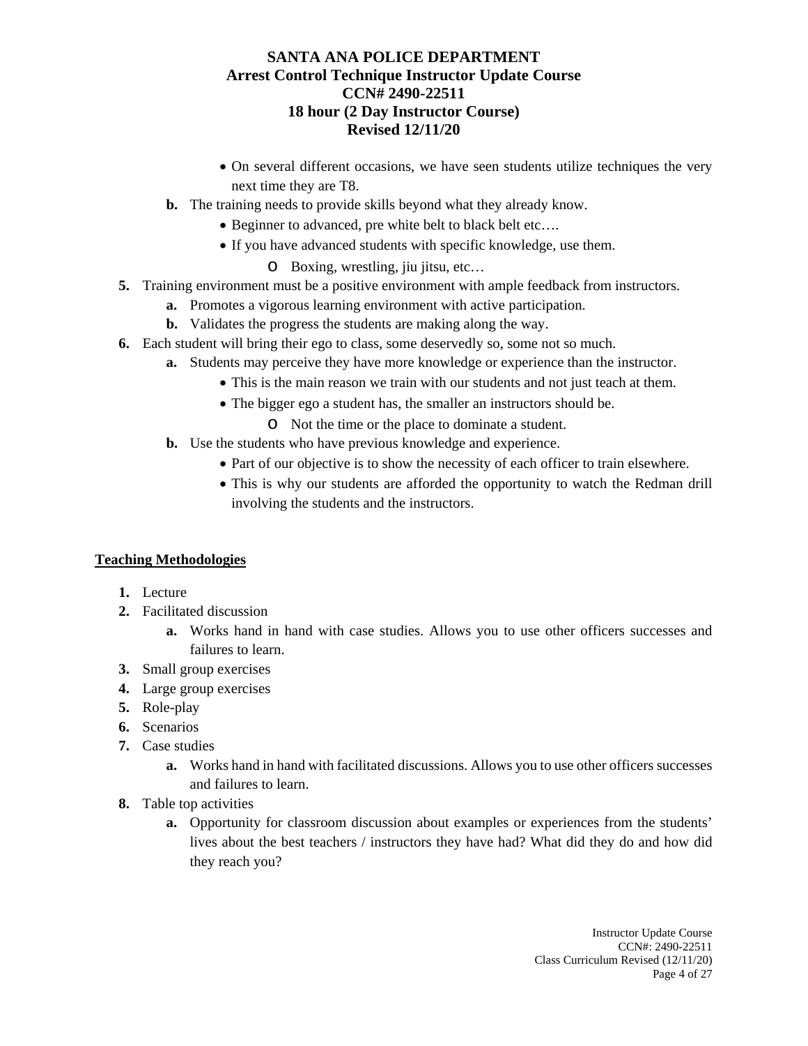- On several different occasions, we have seen students utilize techniques the very next time they are T8.

**b.** The training needs to provide skills beyond what they already know.

- Beginner to advanced, pre white belt to black belt etc….
- If you have advanced students with specific knowledge, use them.
    - o Boxing, wrestling, jiu jitsu, etc…

**5.** Training environment must be a positive environment with ample feedback from instructors.

**a.** Promotes a vigorous learning environment with active participation.

**b.** Validates the progress the students are making along the way.

**6.** Each student will bring their ego to class, some deservedly so, some not so much.

**a.** Students may perceive they have more knowledge or experience than the instructor.

- This is the main reason we train with our students and not just teach at them.
- The bigger ego a student has, the smaller an instructors should be.
    - o Not the time or the place to dominate a student.

**b.** Use the students who have previous knowledge and experience.

- Part of our objective is to show the necessity of each officer to train elsewhere.
- This is why our students are afforded the opportunity to watch the Redman drill involving the students and the instructors.

**Teaching Methodologies**

**1.** Lecture

**2.** Facilitated discussion

**a.** Works hand in hand with case studies. Allows you to use other officers successes and failures to learn.

**3.** Small group exercises

**4.** Large group exercises

**5.** Role-play

**6.** Scenarios

**7.** Case studies

**a.** Works hand in hand with facilitated discussions. Allows you to use other officers successes and failures to learn.

**8.** Table top activities

**a.** Opportunity for classroom discussion about examples or experiences from the students' lives about the best teachers / instructors they have had? What did they do and how did they reach you?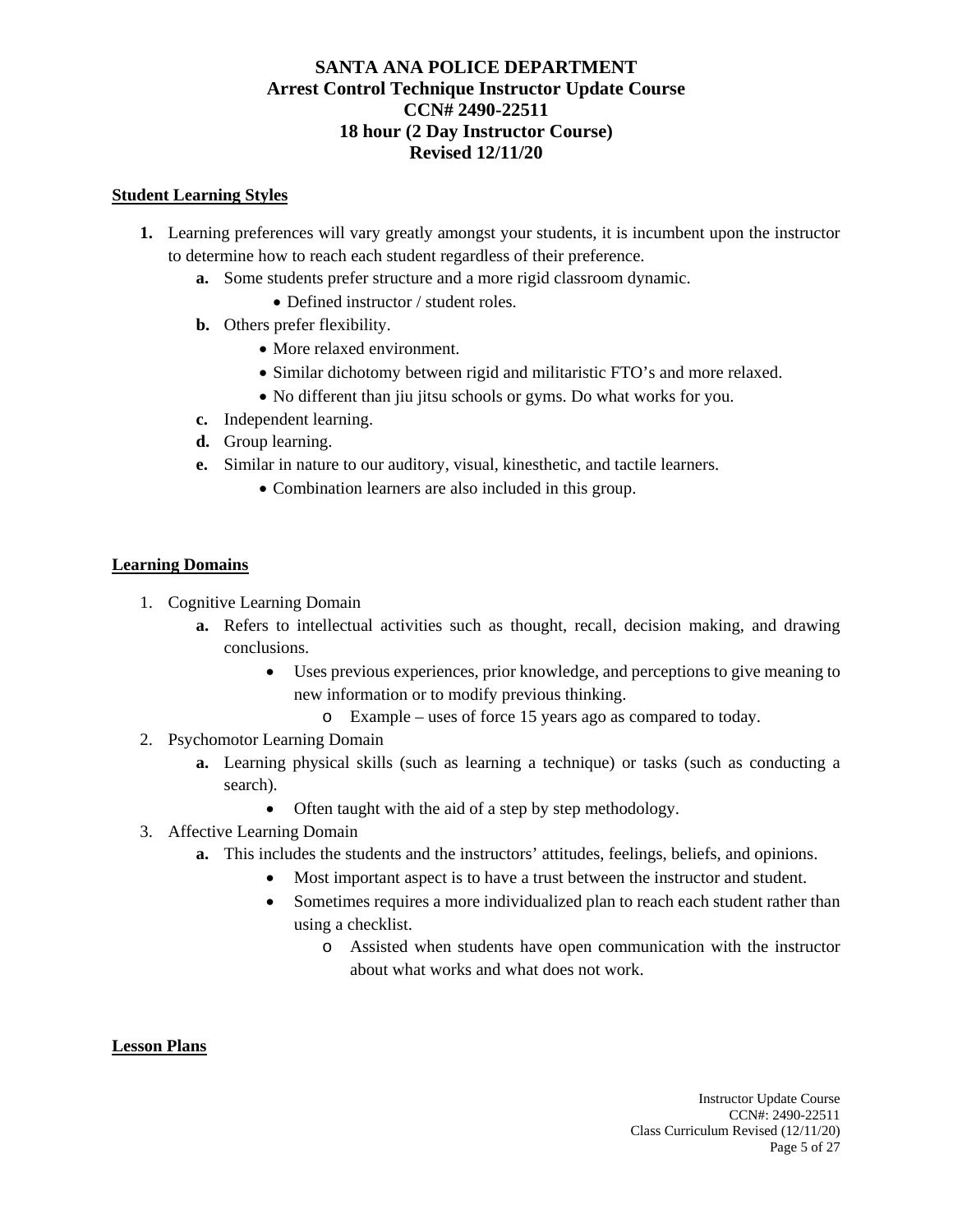**SANTA ANA POLICE DEPARTMENT**
**Arrest Control Technique Instructor Update Course**
**CCN# 2490-22511**
**18 hour (2 Day Instructor Course)**
**Revised 12/11/20**

**Student Learning Styles**

1. Learning preferences will vary greatly amongst your students, it is incumbent upon the instructor to determine how to reach each student regardless of their preference.
   - **a.** Some students prefer structure and a more rigid classroom dynamic.
     - Defined instructor / student roles.
   - **b.** Others prefer flexibility.
     - More relaxed environment.
     - Similar dichotomy between rigid and militaristic FTO's and more relaxed.
     - No different than jiu jitsu schools or gyms. Do what works for you.
   - **c.** Independent learning.
   - **d.** Group learning.
   - **e.** Similar in nature to our auditory, visual, kinesthetic, and tactile learners.
     - Combination learners are also included in this group.

**Learning Domains**

1. Cognitive Learning Domain
   - **a.** Refers to intellectual activities such as thought, recall, decision making, and drawing conclusions.
     - Uses previous experiences, prior knowledge, and perceptions to give meaning to new information or to modify previous thinking.
       - Example – uses of force 15 years ago as compared to today.
2. Psychomotor Learning Domain
   - **a.** Learning physical skills (such as learning a technique) or tasks (such as conducting a search).
     - Often taught with the aid of a step by step methodology.
3. Affective Learning Domain
   - **a.** This includes the students and the instructors' attitudes, feelings, beliefs, and opinions.
     - Most important aspect is to have a trust between the instructor and student.
     - Sometimes requires a more individualized plan to reach each student rather than using a checklist.
       - Assisted when students have open communication with the instructor about what works and what does not work.

**Lesson Plans**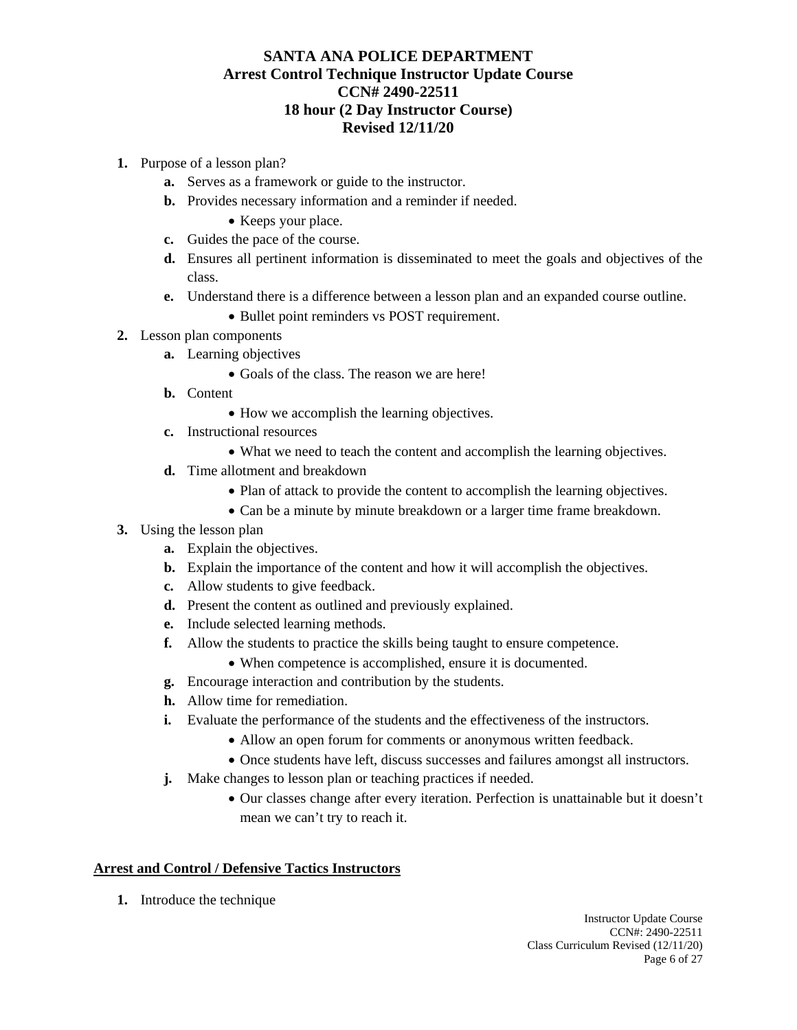# SANTA ANA POLICE DEPARTMENT
## Arrest Control Technique Instructor Update Course
## CCN# 2490-22511
## 18 hour (2 Day Instructor Course)
## Revised 12/11/20

1. Purpose of a lesson plan?
   - a. Serves as a framework or guide to the instructor.
   - b. Provides necessary information and a reminder if needed.
     - Keeps your place.
   - c. Guides the pace of the course.
   - d. Ensures all pertinent information is disseminated to meet the goals and objectives of the class.
   - e. Understand there is a difference between a lesson plan and an expanded course outline.
     - Bullet point reminders vs POST requirement.
2. Lesson plan components
   - a. Learning objectives
     - Goals of the class. The reason we are here!
   - b. Content
     - How we accomplish the learning objectives.
   - c. Instructional resources
     - What we need to teach the content and accomplish the learning objectives.
   - d. Time allotment and breakdown
     - Plan of attack to provide the content to accomplish the learning objectives.
     - Can be a minute by minute breakdown or a larger time frame breakdown.
3. Using the lesson plan
   - a. Explain the objectives.
   - b. Explain the importance of the content and how it will accomplish the objectives.
   - c. Allow students to give feedback.
   - d. Present the content as outlined and previously explained.
   - e. Include selected learning methods.
   - f. Allow the students to practice the skills being taught to ensure competence.
     - When competence is accomplished, ensure it is documented.
   - g. Encourage interaction and contribution by the students.
   - h. Allow time for remediation.
   - i. Evaluate the performance of the students and the effectiveness of the instructors.
     - Allow an open forum for comments or anonymous written feedback.
     - Once students have left, discuss successes and failures amongst all instructors.
   - j. Make changes to lesson plan or teaching practices if needed.
     - Our classes change after every iteration. Perfection is unattainable but it doesn't mean we can't try to reach it.

**<u>Arrest and Control / Defensive Tactics Instructors</u>**

1. Introduce the technique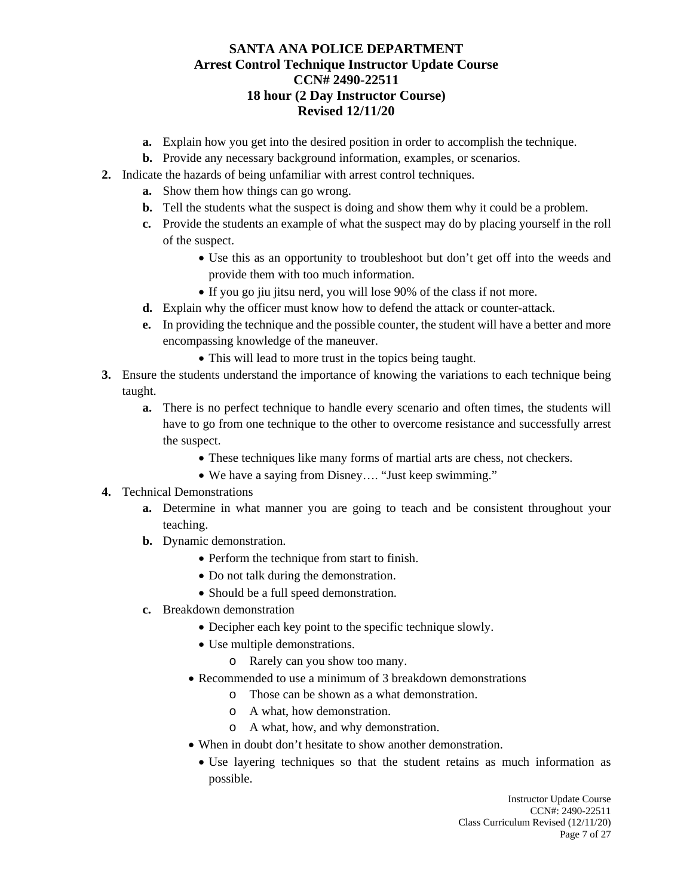- **a.** Explain how you get into the desired position in order to accomplish the technique.
   - **b.** Provide any necessary background information, examples, or scenarios.

2. Indicate the hazards of being unfamiliar with arrest control techniques.
   - **a.** Show them how things can go wrong.
   - **b.** Tell the students what the suspect is doing and show them why it could be a problem.
   - **c.** Provide the students an example of what the suspect may do by placing yourself in the roll of the suspect.
     - Use this as an opportunity to troubleshoot but don't get off into the weeds and provide them with too much information.
     - If you go jiu jitsu nerd, you will lose 90% of the class if not more.
   - **d.** Explain why the officer must know how to defend the attack or counter-attack.
   - **e.** In providing the technique and the possible counter, the student will have a better and more encompassing knowledge of the maneuver.
     - This will lead to more trust in the topics being taught.

3. Ensure the students understand the importance of knowing the variations to each technique being taught.
   - **a.** There is no perfect technique to handle every scenario and often times, the students will have to go from one technique to the other to overcome resistance and successfully arrest the suspect.
     - These techniques like many forms of martial arts are chess, not checkers.
     - We have a saying from Disney…. "Just keep swimming."

4. Technical Demonstrations
   - **a.** Determine in what manner you are going to teach and be consistent throughout your teaching.
   - **b.** Dynamic demonstration.
     - Perform the technique from start to finish.
     - Do not talk during the demonstration.
     - Should be a full speed demonstration.
   - **c.** Breakdown demonstration
     - Decipher each key point to the specific technique slowly.
     - Use multiple demonstrations.
       - Rarely can you show too many.
     - Recommended to use a minimum of 3 breakdown demonstrations
       - Those can be shown as a what demonstration.
       - A what, how demonstration.
       - A what, how, and why demonstration.
     - When in doubt don't hesitate to show another demonstration.
       - Use layering techniques so that the student retains as much information as possible.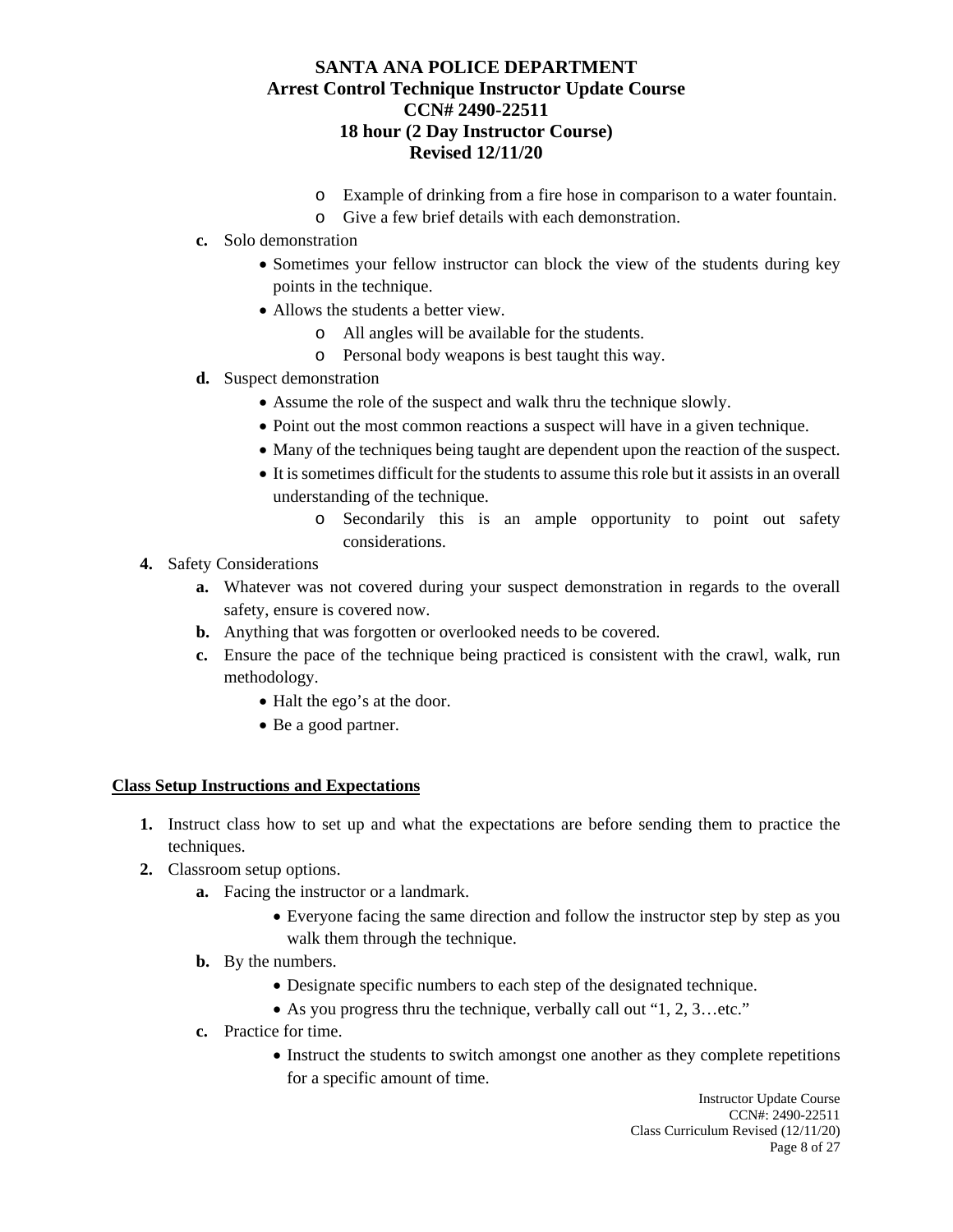- Example of drinking from a fire hose in comparison to a water fountain.
- Give a few brief details with each demonstration.

**c.** Solo demonstration

- Sometimes your fellow instructor can block the view of the students during key points in the technique.
- Allows the students a better view.
  - All angles will be available for the students.
  - Personal body weapons is best taught this way.

**d.** Suspect demonstration

- Assume the role of the suspect and walk thru the technique slowly.
- Point out the most common reactions a suspect will have in a given technique.
- Many of the techniques being taught are dependent upon the reaction of the suspect.
- It is sometimes difficult for the students to assume this role but it assists in an overall understanding of the technique.
  - Secondarily this is an ample opportunity to point out safety considerations.

**4.** Safety Considerations

**a.** Whatever was not covered during your suspect demonstration in regards to the overall safety, ensure is covered now.

**b.** Anything that was forgotten or overlooked needs to be covered.

**c.** Ensure the pace of the technique being practiced is consistent with the crawl, walk, run methodology.

- Halt the ego's at the door.
- Be a good partner.

**Class Setup Instructions and Expectations**

**1.** Instruct class how to set up and what the expectations are before sending them to practice the techniques.

**2.** Classroom setup options.

**a.** Facing the instructor or a landmark.

- Everyone facing the same direction and follow the instructor step by step as you walk them through the technique.

**b.** By the numbers.

- Designate specific numbers to each step of the designated technique.
- As you progress thru the technique, verbally call out "1, 2, 3…etc."

**c.** Practice for time.

- Instruct the students to switch amongst one another as they complete repetitions for a specific amount of time.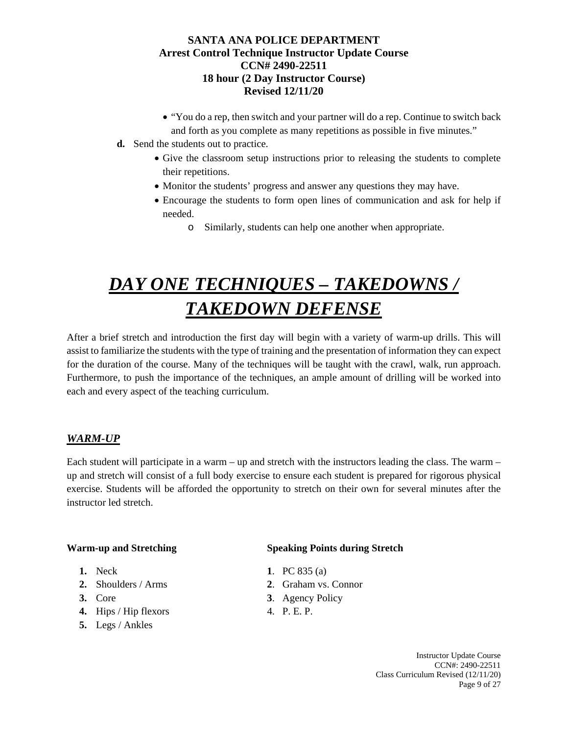- "You do a rep, then switch and your partner will do a rep. Continue to switch back and forth as you complete as many repetitions as possible in five minutes."

**d.** Send the students out to practice.

- Give the classroom setup instructions prior to releasing the students to complete their repetitions.
- Monitor the students' progress and answer any questions they may have.
- Encourage the students to form open lines of communication and ask for help if needed.
    - Similarly, students can help one another when appropriate.

# *DAY ONE TECHNIQUES – TAKEDOWNS / TAKEDOWN DEFENSE*

After a brief stretch and introduction the first day will begin with a variety of warm-up drills. This will assist to familiarize the students with the type of training and the presentation of information they can expect for the duration of the course. Many of the techniques will be taught with the crawl, walk, run approach. Furthermore, to push the importance of the techniques, an ample amount of drilling will be worked into each and every aspect of the teaching curriculum.

## *WARM-UP*

Each student will participate in a warm – up and stretch with the instructors leading the class. The warm – up and stretch will consist of a full body exercise to ensure each student is prepared for rigorous physical exercise. Students will be afforded the opportunity to stretch on their own for several minutes after the instructor led stretch.

**Warm-up and Stretching**

1. Neck
2. Shoulders / Arms
3. Core
4. Hips / Hip flexors
5. Legs / Ankles

**Speaking Points during Stretch**

1. PC 835 (a)
2. Graham vs. Connor
3. Agency Policy
4. P. E. P.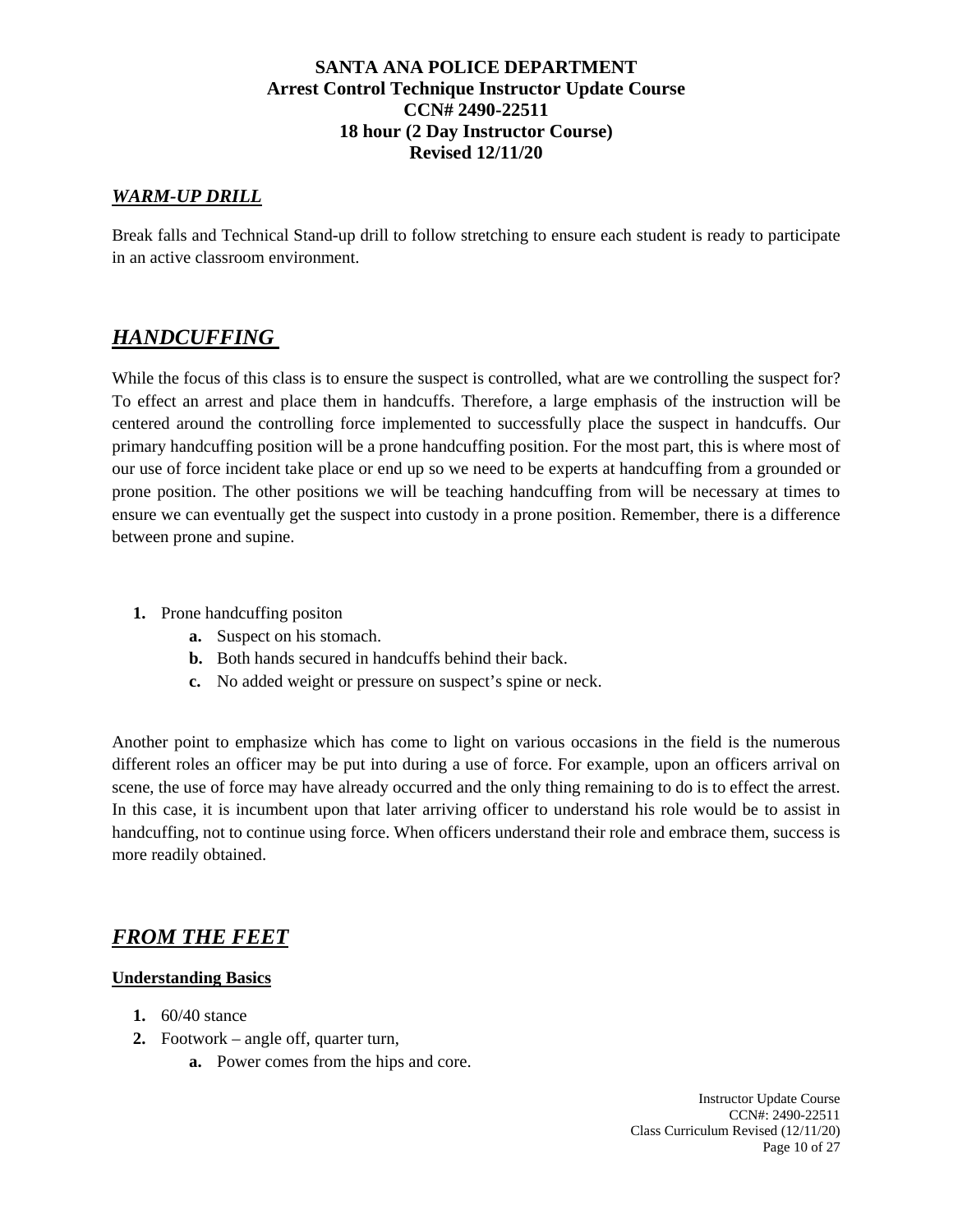## WARM-UP DRILL

Break falls and Technical Stand-up drill to follow stretching to ensure each student is ready to participate in an active classroom environment.

# HANDCUFFING

While the focus of this class is to ensure the suspect is controlled, what are we controlling the suspect for? To effect an arrest and place them in handcuffs. Therefore, a large emphasis of the instruction will be centered around the controlling force implemented to successfully place the suspect in handcuffs. Our primary handcuffing position will be a prone handcuffing position. For the most part, this is where most of our use of force incident take place or end up so we need to be experts at handcuffing from a grounded or prone position. The other positions we will be teaching handcuffing from will be necessary at times to ensure we can eventually get the suspect into custody in a prone position. Remember, there is a difference between prone and supine.

1. Prone handcuffing positon
   a. Suspect on his stomach.
   b. Both hands secured in handcuffs behind their back.
   c. No added weight or pressure on suspect's spine or neck.

Another point to emphasize which has come to light on various occasions in the field is the numerous different roles an officer may be put into during a use of force. For example, upon an officers arrival on scene, the use of force may have already occurred and the only thing remaining to do is to effect the arrest. In this case, it is incumbent upon that later arriving officer to understand his role would be to assist in handcuffing, not to continue using force. When officers understand their role and embrace them, success is more readily obtained.

# FROM THE FEET

**Understanding Basics**

1. 60/40 stance
2. Footwork – angle off, quarter turn,
   a. Power comes from the hips and core.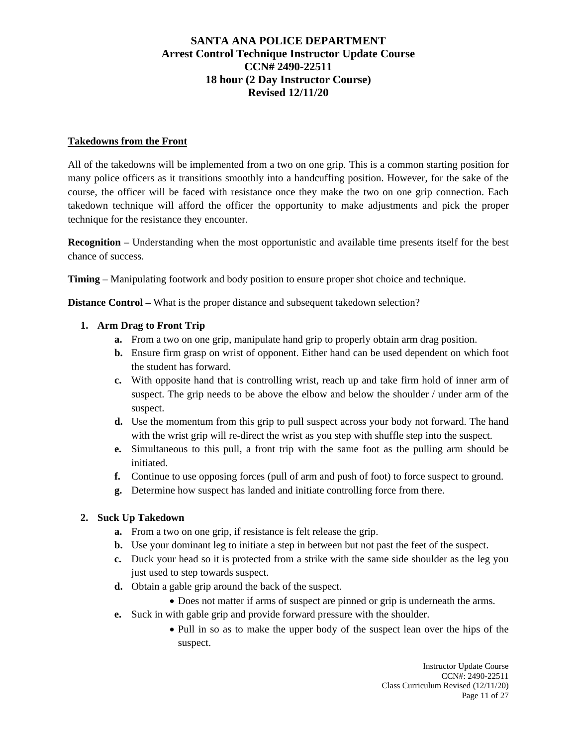**SANTA ANA POLICE DEPARTMENT**
**Arrest Control Technique Instructor Update Course**
**CCN# 2490-22511**
**18 hour (2 Day Instructor Course)**
**Revised 12/11/20**

## Takedowns from the Front

All of the takedowns will be implemented from a two on one grip. This is a common starting position for many police officers as it transitions smoothly into a handcuffing position. However, for the sake of the course, the officer will be faced with resistance once they make the two on one grip connection. Each takedown technique will afford the officer the opportunity to make adjustments and pick the proper technique for the resistance they encounter.

**Recognition** – Understanding when the most opportunistic and available time presents itself for the best chance of success.

**Timing** – Manipulating footwork and body position to ensure proper shot choice and technique.

**Distance Control –** What is the proper distance and subsequent takedown selection?

1. **Arm Drag to Front Trip**
    - **a.** From a two on one grip, manipulate hand grip to properly obtain arm drag position.
    - **b.** Ensure firm grasp on wrist of opponent. Either hand can be used dependent on which foot the student has forward.
    - **c.** With opposite hand that is controlling wrist, reach up and take firm hold of inner arm of suspect. The grip needs to be above the elbow and below the shoulder / under arm of the suspect.
    - **d.** Use the momentum from this grip to pull suspect across your body not forward. The hand with the wrist grip will re-direct the wrist as you step with shuffle step into the suspect.
    - **e.** Simultaneous to this pull, a front trip with the same foot as the pulling arm should be initiated.
    - **f.** Continue to use opposing forces (pull of arm and push of foot) to force suspect to ground.
    - **g.** Determine how suspect has landed and initiate controlling force from there.

2. **Suck Up Takedown**
    - **a.** From a two on one grip, if resistance is felt release the grip.
    - **b.** Use your dominant leg to initiate a step in between but not past the feet of the suspect.
    - **c.** Duck your head so it is protected from a strike with the same side shoulder as the leg you just used to step towards suspect.
    - **d.** Obtain a gable grip around the back of the suspect.
        - Does not matter if arms of suspect are pinned or grip is underneath the arms.
    - **e.** Suck in with gable grip and provide forward pressure with the shoulder.
        - Pull in so as to make the upper body of the suspect lean over the hips of the suspect.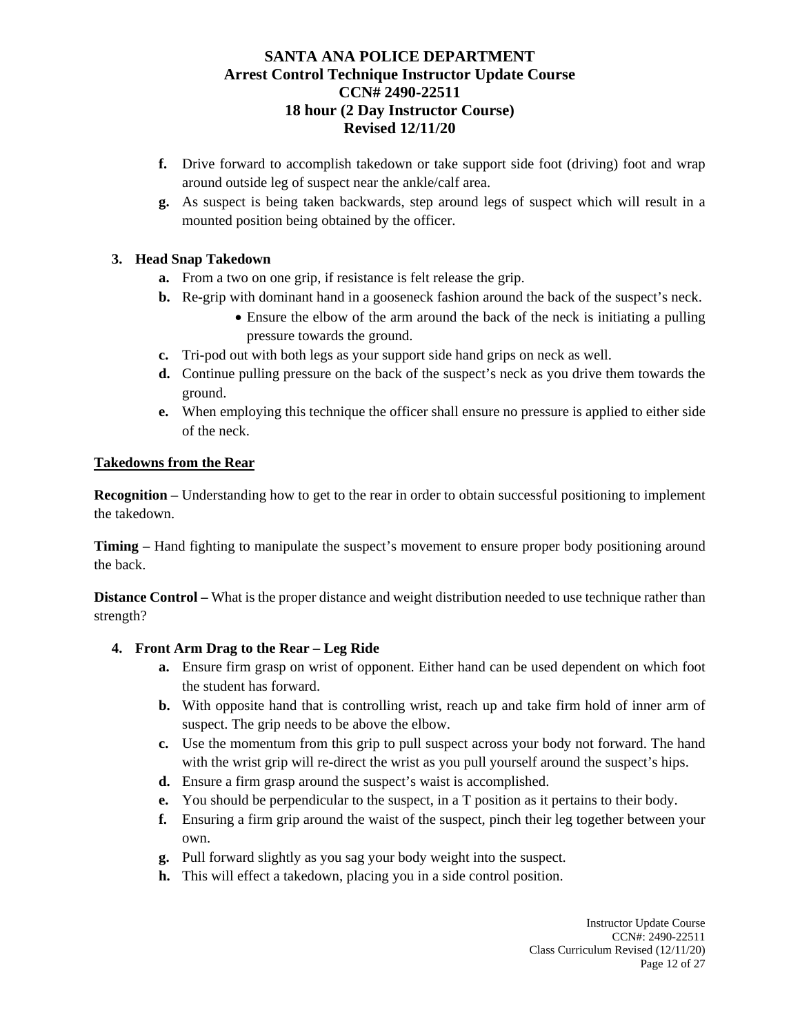f. Drive forward to accomplish takedown or take support side foot (driving) foot and wrap around outside leg of suspect near the ankle/calf area.

g. As suspect is being taken backwards, step around legs of suspect which will result in a mounted position being obtained by the officer.

**3. Head Snap Takedown**

a. From a two on one grip, if resistance is felt release the grip.

b. Re-grip with dominant hand in a gooseneck fashion around the back of the suspect's neck.

- Ensure the elbow of the arm around the back of the neck is initiating a pulling pressure towards the ground.

c. Tri-pod out with both legs as your support side hand grips on neck as well.

d. Continue pulling pressure on the back of the suspect's neck as you drive them towards the ground.

e. When employing this technique the officer shall ensure no pressure is applied to either side of the neck.

**Takedowns from the Rear**

**Recognition** – Understanding how to get to the rear in order to obtain successful positioning to implement the takedown.

**Timing** – Hand fighting to manipulate the suspect's movement to ensure proper body positioning around the back.

**Distance Control –** What is the proper distance and weight distribution needed to use technique rather than strength?

**4. Front Arm Drag to the Rear – Leg Ride**

a. Ensure firm grasp on wrist of opponent. Either hand can be used dependent on which foot the student has forward.

b. With opposite hand that is controlling wrist, reach up and take firm hold of inner arm of suspect. The grip needs to be above the elbow.

c. Use the momentum from this grip to pull suspect across your body not forward. The hand with the wrist grip will re-direct the wrist as you pull yourself around the suspect's hips.

d. Ensure a firm grasp around the suspect's waist is accomplished.

e. You should be perpendicular to the suspect, in a T position as it pertains to their body.

f. Ensuring a firm grip around the waist of the suspect, pinch their leg together between your own.

g. Pull forward slightly as you sag your body weight into the suspect.

h. This will effect a takedown, placing you in a side control position.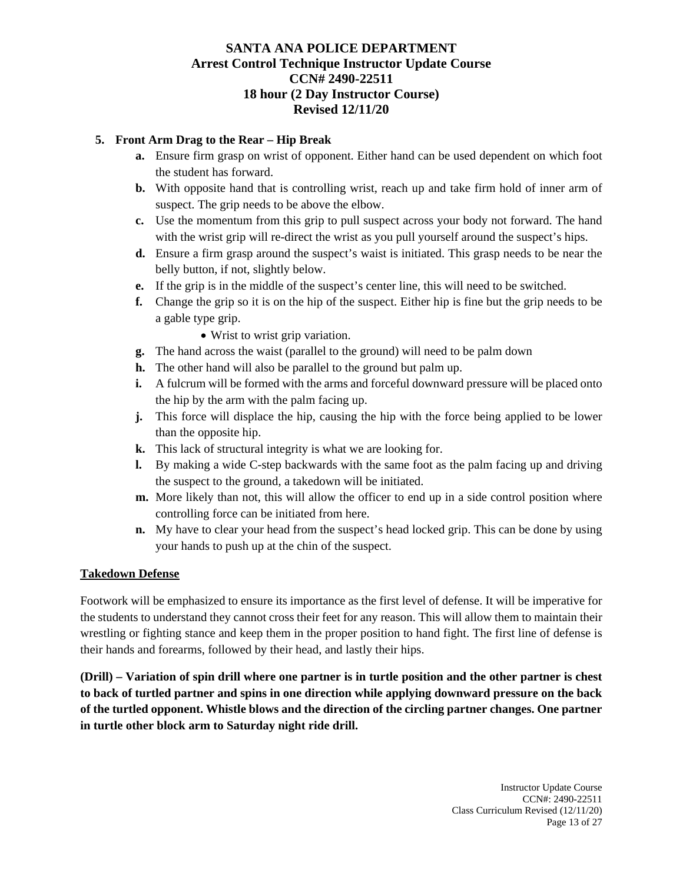5. **Front Arm Drag to the Rear – Hip Break**
    - **a.** Ensure firm grasp on wrist of opponent. Either hand can be used dependent on which foot the student has forward.
    - **b.** With opposite hand that is controlling wrist, reach up and take firm hold of inner arm of suspect. The grip needs to be above the elbow.
    - **c.** Use the momentum from this grip to pull suspect across your body not forward. The hand with the wrist grip will re-direct the wrist as you pull yourself around the suspect's hips.
    - **d.** Ensure a firm grasp around the suspect's waist is initiated. This grasp needs to be near the belly button, if not, slightly below.
    - **e.** If the grip is in the middle of the suspect's center line, this will need to be switched.
    - **f.** Change the grip so it is on the hip of the suspect. Either hip is fine but the grip needs to be a gable type grip.
        - Wrist to wrist grip variation.
    - **g.** The hand across the waist (parallel to the ground) will need to be palm down
    - **h.** The other hand will also be parallel to the ground but palm up.
    - **i.** A fulcrum will be formed with the arms and forceful downward pressure will be placed onto the hip by the arm with the palm facing up.
    - **j.** This force will displace the hip, causing the hip with the force being applied to be lower than the opposite hip.
    - **k.** This lack of structural integrity is what we are looking for.
    - **l.** By making a wide C-step backwards with the same foot as the palm facing up and driving the suspect to the ground, a takedown will be initiated.
    - **m.** More likely than not, this will allow the officer to end up in a side control position where controlling force can be initiated from here.
    - **n.** My have to clear your head from the suspect's head locked grip. This can be done by using your hands to push up at the chin of the suspect.

## Takedown Defense

Footwork will be emphasized to ensure its importance as the first level of defense. It will be imperative for the students to understand they cannot cross their feet for any reason. This will allow them to maintain their wrestling or fighting stance and keep them in the proper position to hand fight. The first line of defense is their hands and forearms, followed by their head, and lastly their hips.

**(Drill) – Variation of spin drill where one partner is in turtle position and the other partner is chest to back of turtled partner and spins in one direction while applying downward pressure on the back of the turtled opponent. Whistle blows and the direction of the circling partner changes. One partner in turtle other block arm to Saturday night ride drill.**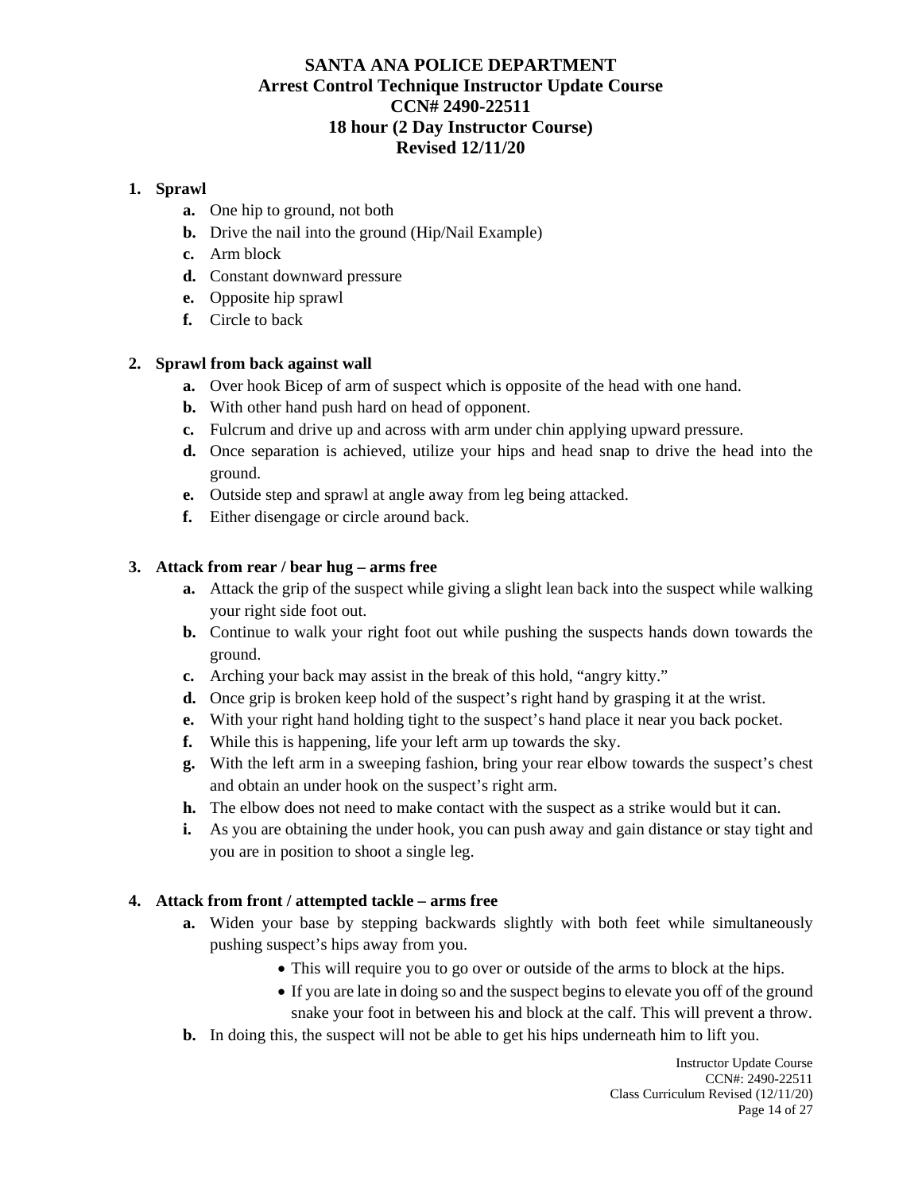**SANTA ANA POLICE DEPARTMENT**
**Arrest Control Technique Instructor Update Course**
**CCN# 2490-22511**
**18 hour (2 Day Instructor Course)**
**Revised 12/11/20**

1. **Sprawl**
   - **a.** One hip to ground, not both
   - **b.** Drive the nail into the ground (Hip/Nail Example)
   - **c.** Arm block
   - **d.** Constant downward pressure
   - **e.** Opposite hip sprawl
   - **f.** Circle to back

2. **Sprawl from back against wall**
   - **a.** Over hook Bicep of arm of suspect which is opposite of the head with one hand.
   - **b.** With other hand push hard on head of opponent.
   - **c.** Fulcrum and drive up and across with arm under chin applying upward pressure.
   - **d.** Once separation is achieved, utilize your hips and head snap to drive the head into the ground.
   - **e.** Outside step and sprawl at angle away from leg being attacked.
   - **f.** Either disengage or circle around back.

3. **Attack from rear / bear hug – arms free**
   - **a.** Attack the grip of the suspect while giving a slight lean back into the suspect while walking your right side foot out.
   - **b.** Continue to walk your right foot out while pushing the suspects hands down towards the ground.
   - **c.** Arching your back may assist in the break of this hold, "angry kitty."
   - **d.** Once grip is broken keep hold of the suspect's right hand by grasping it at the wrist.
   - **e.** With your right hand holding tight to the suspect's hand place it near you back pocket.
   - **f.** While this is happening, life your left arm up towards the sky.
   - **g.** With the left arm in a sweeping fashion, bring your rear elbow towards the suspect's chest and obtain an under hook on the suspect's right arm.
   - **h.** The elbow does not need to make contact with the suspect as a strike would but it can.
   - **i.** As you are obtaining the under hook, you can push away and gain distance or stay tight and you are in position to shoot a single leg.

4. **Attack from front / attempted tackle – arms free**
   - **a.** Widen your base by stepping backwards slightly with both feet while simultaneously pushing suspect's hips away from you.
     - This will require you to go over or outside of the arms to block at the hips.
     - If you are late in doing so and the suspect begins to elevate you off of the ground snake your foot in between his and block at the calf. This will prevent a throw.
   - **b.** In doing this, the suspect will not be able to get his hips underneath him to lift you.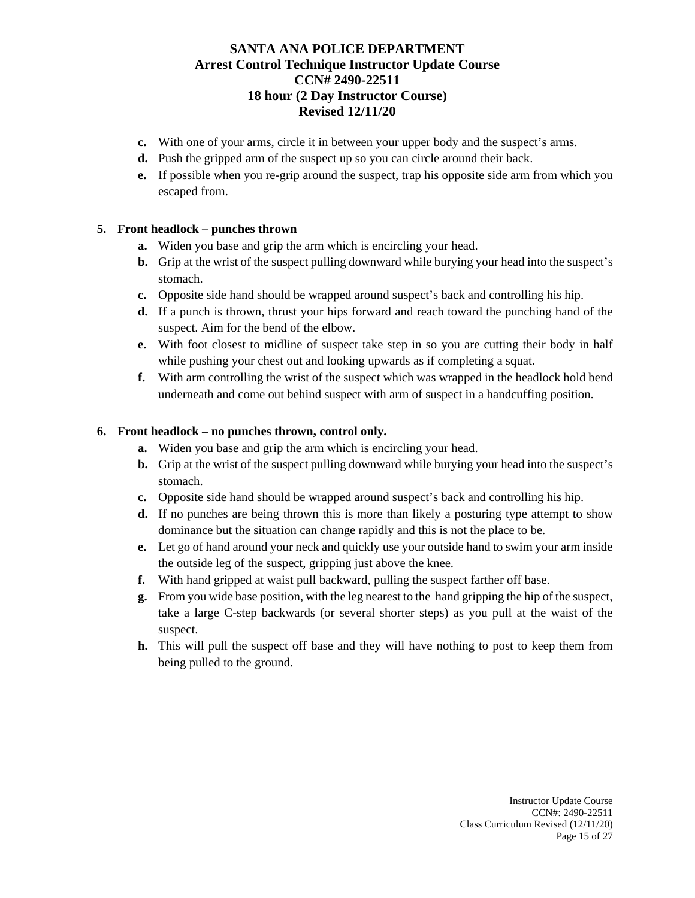c. With one of your arms, circle it in between your upper body and the suspect's arms.
d. Push the gripped arm of the suspect up so you can circle around their back.
e. If possible when you re-grip around the suspect, trap his opposite side arm from which you escaped from.

**5. Front headlock – punches thrown**

a. Widen you base and grip the arm which is encircling your head.
b. Grip at the wrist of the suspect pulling downward while burying your head into the suspect's stomach.
c. Opposite side hand should be wrapped around suspect's back and controlling his hip.
d. If a punch is thrown, thrust your hips forward and reach toward the punching hand of the suspect. Aim for the bend of the elbow.
e. With foot closest to midline of suspect take step in so you are cutting their body in half while pushing your chest out and looking upwards as if completing a squat.
f. With arm controlling the wrist of the suspect which was wrapped in the headlock hold bend underneath and come out behind suspect with arm of suspect in a handcuffing position.

**6. Front headlock – no punches thrown, control only.**

a. Widen you base and grip the arm which is encircling your head.
b. Grip at the wrist of the suspect pulling downward while burying your head into the suspect's stomach.
c. Opposite side hand should be wrapped around suspect's back and controlling his hip.
d. If no punches are being thrown this is more than likely a posturing type attempt to show dominance but the situation can change rapidly and this is not the place to be.
e. Let go of hand around your neck and quickly use your outside hand to swim your arm inside the outside leg of the suspect, gripping just above the knee.
f. With hand gripped at waist pull backward, pulling the suspect farther off base.
g. From you wide base position, with the leg nearest to the hand gripping the hip of the suspect, take a large C-step backwards (or several shorter steps) as you pull at the waist of the suspect.
h. This will pull the suspect off base and they will have nothing to post to keep them from being pulled to the ground.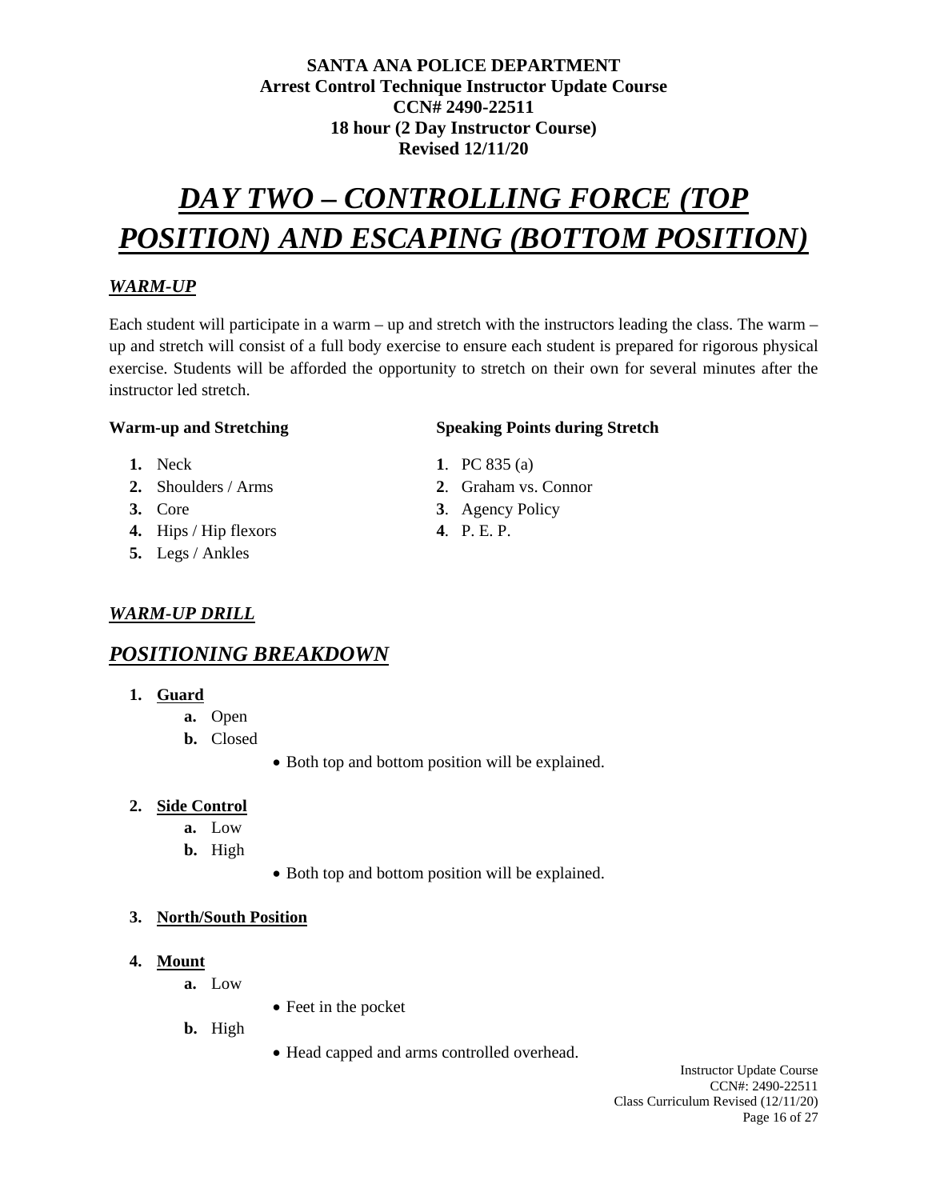**SANTA ANA POLICE DEPARTMENT**
**Arrest Control Technique Instructor Update Course**
**CCN# 2490-22511**
**18 hour (2 Day Instructor Course)**
**Revised 12/11/20**

# ***DAY TWO – CONTROLLING FORCE (TOP POSITION) AND ESCAPING (BOTTOM POSITION)***

## ***WARM-UP***

Each student will participate in a warm – up and stretch with the instructors leading the class. The warm – up and stretch will consist of a full body exercise to ensure each student is prepared for rigorous physical exercise. Students will be afforded the opportunity to stretch on their own for several minutes after the instructor led stretch.

**Warm-up and Stretching**

1. Neck
2. Shoulders / Arms
3. Core
4. Hips / Hip flexors
5. Legs / Ankles

**Speaking Points during Stretch**

1. PC 835 (a)
2. Graham vs. Connor
3. Agency Policy
4. P. E. P.

## ***WARM-UP DRILL***

## ***POSITIONING BREAKDOWN***

1. **Guard**
   a. Open
   b. Closed
      - Both top and bottom position will be explained.

2. **Side Control**
   a. Low
   b. High
      - Both top and bottom position will be explained.

3. **North/South Position**

4. **Mount**
   a. Low
      - Feet in the pocket
   b. High
      - Head capped and arms controlled overhead.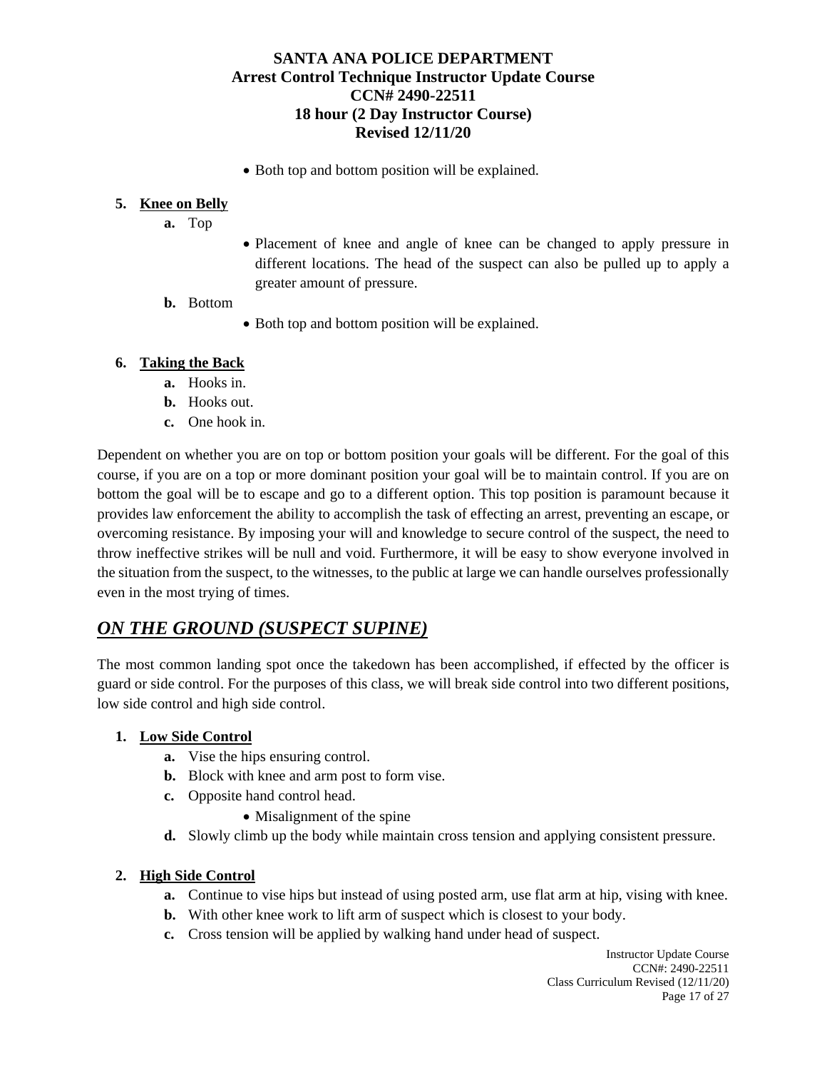- Both top and bottom position will be explained.

5. **Knee on Belly**
   a. Top
      - Placement of knee and angle of knee can be changed to apply pressure in different locations. The head of the suspect can also be pulled up to apply a greater amount of pressure.

   b. Bottom
      - Both top and bottom position will be explained.

6. **Taking the Back**
   a. Hooks in.
   b. Hooks out.
   c. One hook in.

Dependent on whether you are on top or bottom position your goals will be different. For the goal of this course, if you are on a top or more dominant position your goal will be to maintain control. If you are on bottom the goal will be to escape and go to a different option. This top position is paramount because it provides law enforcement the ability to accomplish the task of effecting an arrest, preventing an escape, or overcoming resistance. By imposing your will and knowledge to secure control of the suspect, the need to throw ineffective strikes will be null and void. Furthermore, it will be easy to show everyone involved in the situation from the suspect, to the witnesses, to the public at large we can handle ourselves professionally even in the most trying of times.

## ***ON THE GROUND (SUSPECT SUPINE)***

The most common landing spot once the takedown has been accomplished, if effected by the officer is guard or side control. For the purposes of this class, we will break side control into two different positions, low side control and high side control.

1. **Low Side Control**
   a. Vise the hips ensuring control.
   b. Block with knee and arm post to form vise.
   c. Opposite hand control head.
      - Misalignment of the spine

   d. Slowly climb up the body while maintain cross tension and applying consistent pressure.

2. **High Side Control**
   a. Continue to vise hips but instead of using posted arm, use flat arm at hip, vising with knee.
   b. With other knee work to lift arm of suspect which is closest to your body.
   c. Cross tension will be applied by walking hand under head of suspect.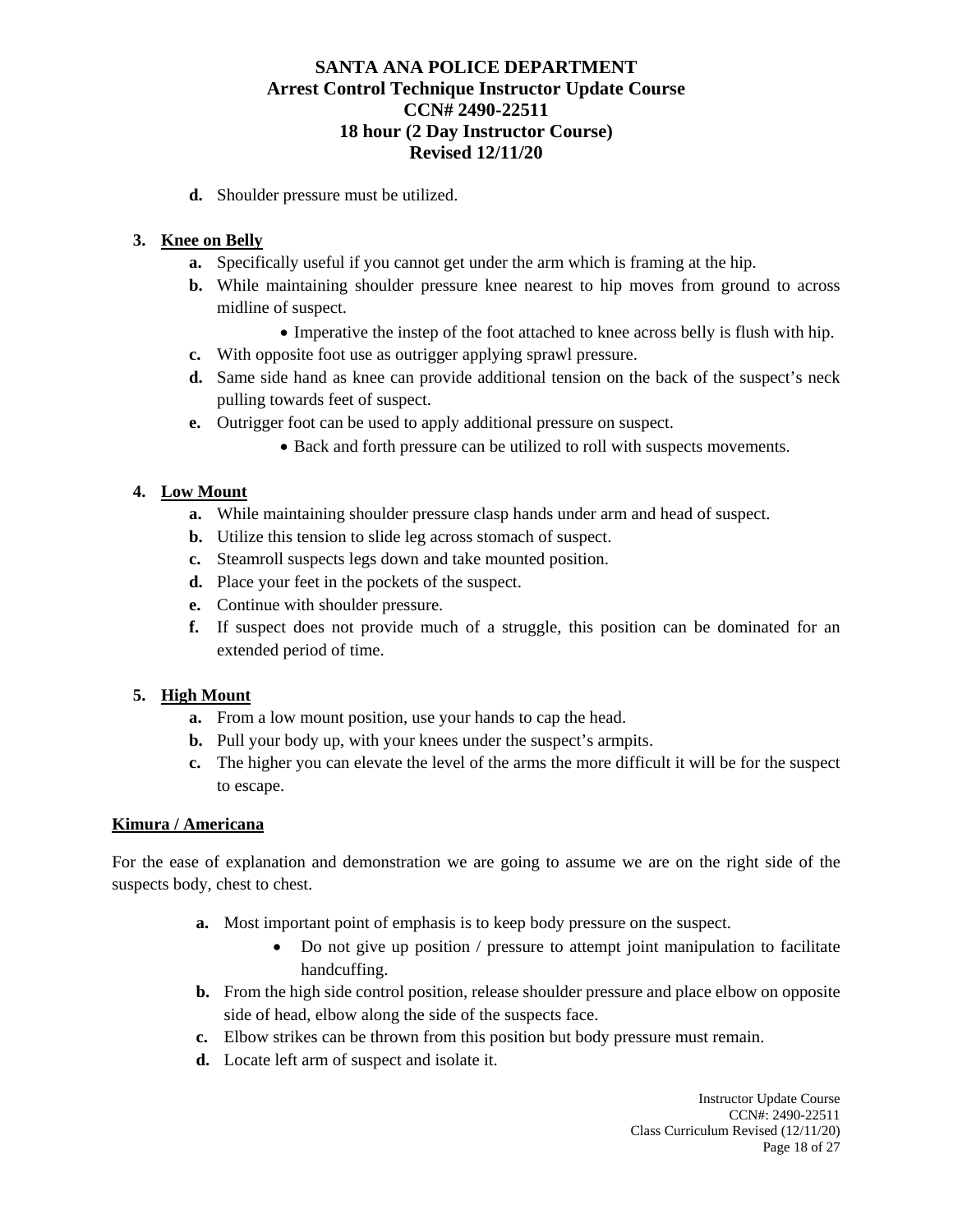d. Shoulder pressure must be utilized.

3. **Knee on Belly**
   - a. Specifically useful if you cannot get under the arm which is framing at the hip.
   - b. While maintaining shoulder pressure knee nearest to hip moves from ground to across midline of suspect.
     - Imperative the instep of the foot attached to knee across belly is flush with hip.
   - c. With opposite foot use as outrigger applying sprawl pressure.
   - d. Same side hand as knee can provide additional tension on the back of the suspect's neck pulling towards feet of suspect.
   - e. Outrigger foot can be used to apply additional pressure on suspect.
     - Back and forth pressure can be utilized to roll with suspects movements.

4. **Low Mount**
   - a. While maintaining shoulder pressure clasp hands under arm and head of suspect.
   - b. Utilize this tension to slide leg across stomach of suspect.
   - c. Steamroll suspects legs down and take mounted position.
   - d. Place your feet in the pockets of the suspect.
   - e. Continue with shoulder pressure.
   - f. If suspect does not provide much of a struggle, this position can be dominated for an extended period of time.

5. **High Mount**
   - a. From a low mount position, use your hands to cap the head.
   - b. Pull your body up, with your knees under the suspect's armpits.
   - c. The higher you can elevate the level of the arms the more difficult it will be for the suspect to escape.

**Kimura / Americana**

For the ease of explanation and demonstration we are going to assume we are on the right side of the suspects body, chest to chest.

- a. Most important point of emphasis is to keep body pressure on the suspect.
  - Do not give up position / pressure to attempt joint manipulation to facilitate handcuffing.
- b. From the high side control position, release shoulder pressure and place elbow on opposite side of head, elbow along the side of the suspects face.
- c. Elbow strikes can be thrown from this position but body pressure must remain.
- d. Locate left arm of suspect and isolate it.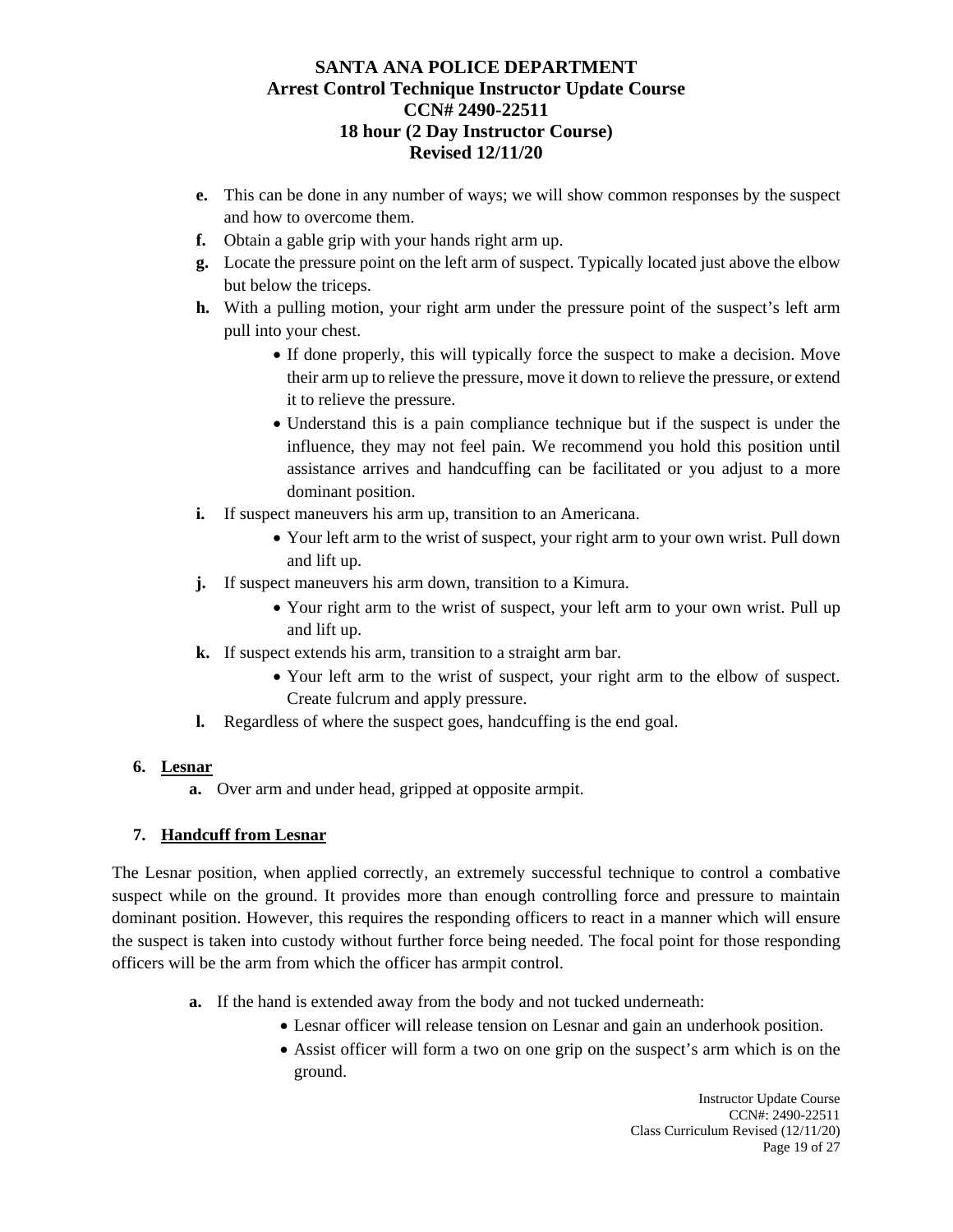e. This can be done in any number of ways; we will show common responses by the suspect and how to overcome them.

f. Obtain a gable grip with your hands right arm up.

g. Locate the pressure point on the left arm of suspect. Typically located just above the elbow but below the triceps.

h. With a pulling motion, your right arm under the pressure point of the suspect's left arm pull into your chest.

- If done properly, this will typically force the suspect to make a decision. Move their arm up to relieve the pressure, move it down to relieve the pressure, or extend it to relieve the pressure.
- Understand this is a pain compliance technique but if the suspect is under the influence, they may not feel pain. We recommend you hold this position until assistance arrives and handcuffing can be facilitated or you adjust to a more dominant position.

i. If suspect maneuvers his arm up, transition to an Americana.

- Your left arm to the wrist of suspect, your right arm to your own wrist. Pull down and lift up.

j. If suspect maneuvers his arm down, transition to a Kimura.

- Your right arm to the wrist of suspect, your left arm to your own wrist. Pull up and lift up.

k. If suspect extends his arm, transition to a straight arm bar.

- Your left arm to the wrist of suspect, your right arm to the elbow of suspect. Create fulcrum and apply pressure.

l. Regardless of where the suspect goes, handcuffing is the end goal.

**6. Lesnar**

a. Over arm and under head, gripped at opposite armpit.

**7. Handcuff from Lesnar**

The Lesnar position, when applied correctly, an extremely successful technique to control a combative suspect while on the ground. It provides more than enough controlling force and pressure to maintain dominant position. However, this requires the responding officers to react in a manner which will ensure the suspect is taken into custody without further force being needed. The focal point for those responding officers will be the arm from which the officer has armpit control.

a. If the hand is extended away from the body and not tucked underneath:

- Lesnar officer will release tension on Lesnar and gain an underhook position.
- Assist officer will form a two on one grip on the suspect's arm which is on the ground.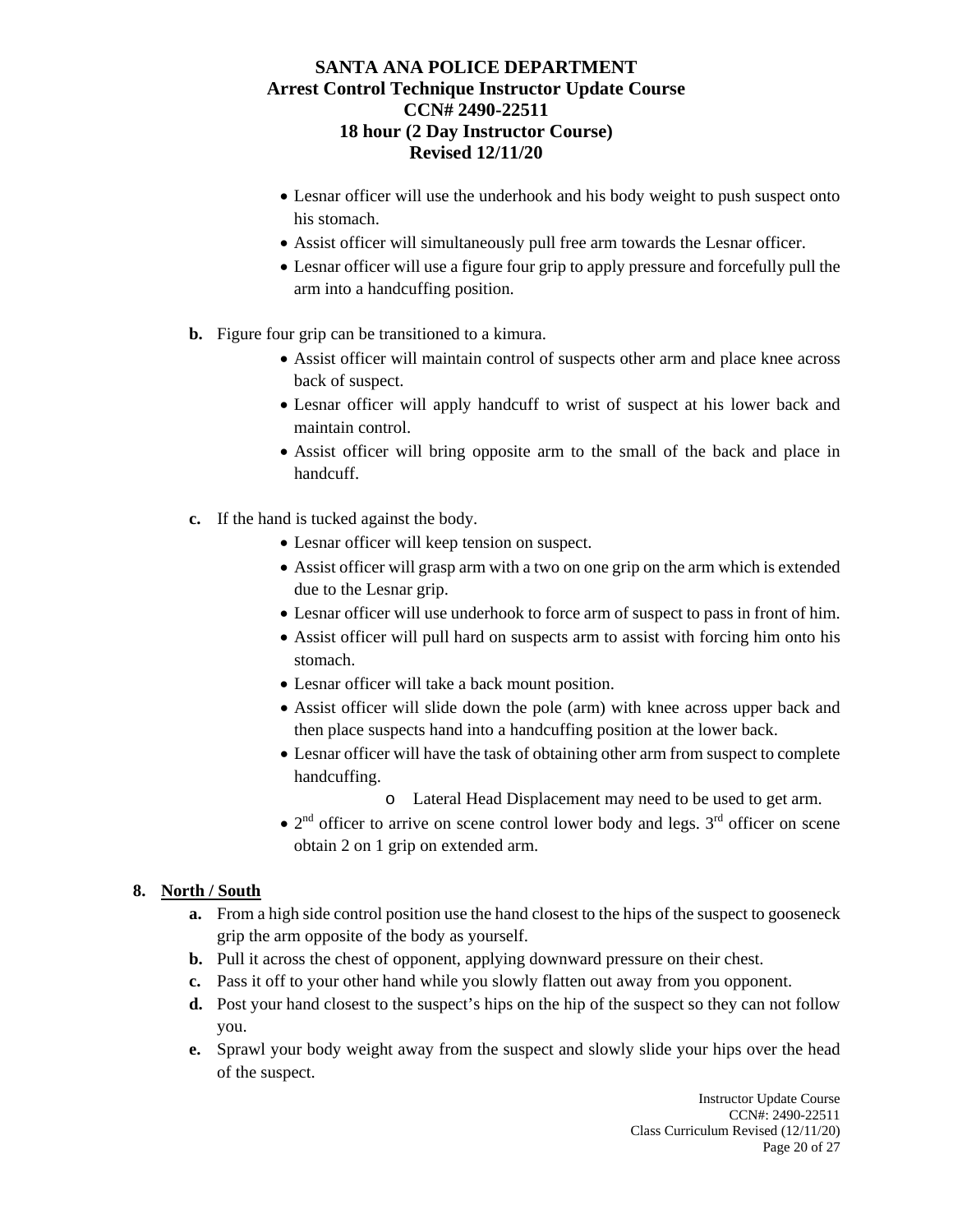- Lesnar officer will use the underhook and his body weight to push suspect onto his stomach.
- Assist officer will simultaneously pull free arm towards the Lesnar officer.
- Lesnar officer will use a figure four grip to apply pressure and forcefully pull the arm into a handcuffing position.

**b.** Figure four grip can be transitioned to a kimura.

- Assist officer will maintain control of suspects other arm and place knee across back of suspect.
- Lesnar officer will apply handcuff to wrist of suspect at his lower back and maintain control.
- Assist officer will bring opposite arm to the small of the back and place in handcuff.

**c.** If the hand is tucked against the body.

- Lesnar officer will keep tension on suspect.
- Assist officer will grasp arm with a two on one grip on the arm which is extended due to the Lesnar grip.
- Lesnar officer will use underhook to force arm of suspect to pass in front of him.
- Assist officer will pull hard on suspects arm to assist with forcing him onto his stomach.
- Lesnar officer will take a back mount position.
- Assist officer will slide down the pole (arm) with knee across upper back and then place suspects hand into a handcuffing position at the lower back.
- Lesnar officer will have the task of obtaining other arm from suspect to complete handcuffing.
  - Lateral Head Displacement may need to be used to get arm.
- 2nd officer to arrive on scene control lower body and legs. 3rd officer on scene obtain 2 on 1 grip on extended arm.

**8. North / South**

**a.** From a high side control position use the hand closest to the hips of the suspect to gooseneck grip the arm opposite of the body as yourself.

**b.** Pull it across the chest of opponent, applying downward pressure on their chest.

**c.** Pass it off to your other hand while you slowly flatten out away from you opponent.

**d.** Post your hand closest to the suspect's hips on the hip of the suspect so they can not follow you.

**e.** Sprawl your body weight away from the suspect and slowly slide your hips over the head of the suspect.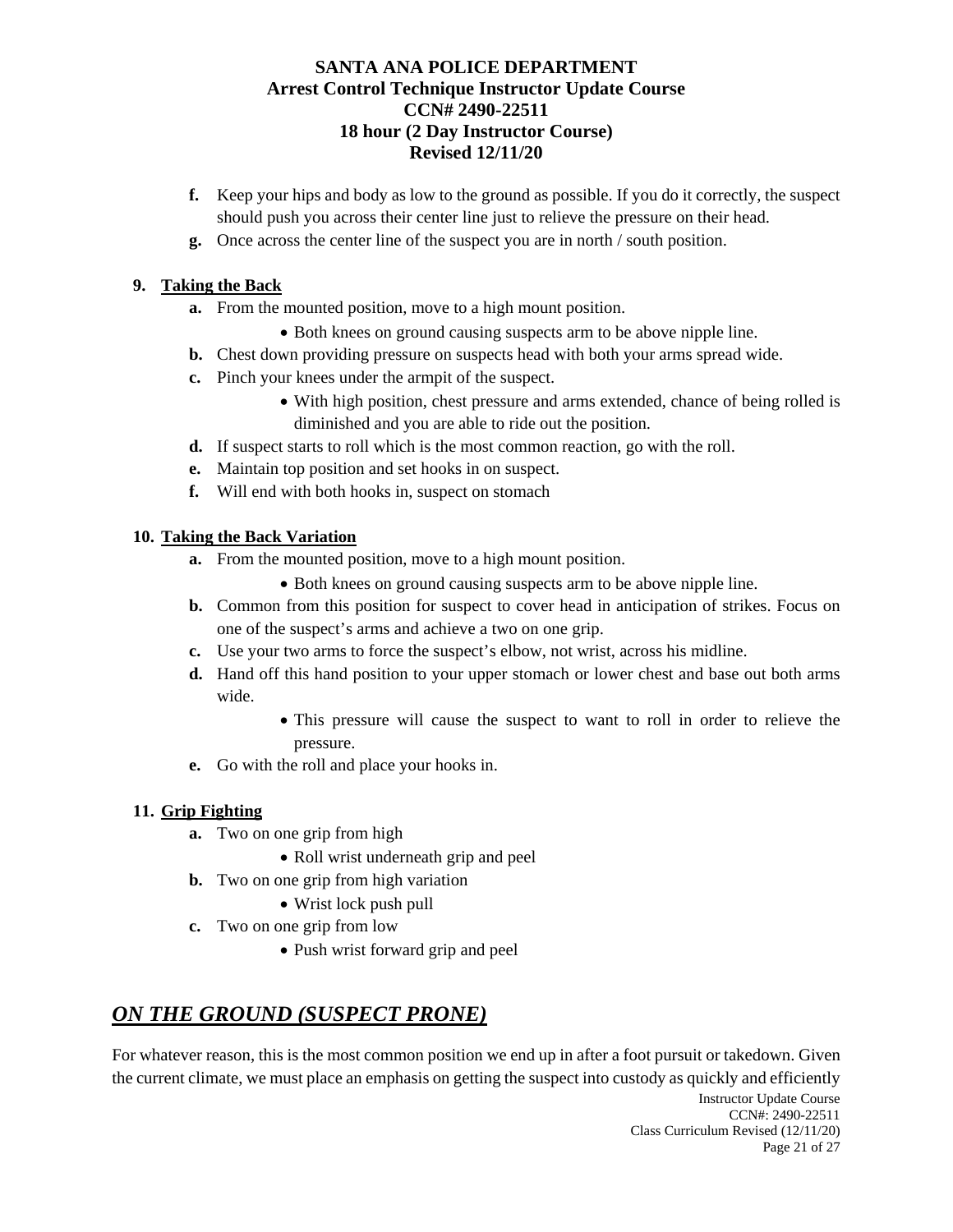f. Keep your hips and body as low to the ground as possible. If you do it correctly, the suspect should push you across their center line just to relieve the pressure on their head.

g. Once across the center line of the suspect you are in north / south position.

**9. Taking the Back**

a. From the mounted position, move to a high mount position.
   - Both knees on ground causing suspects arm to be above nipple line.

b. Chest down providing pressure on suspects head with both your arms spread wide.

c. Pinch your knees under the armpit of the suspect.
   - With high position, chest pressure and arms extended, chance of being rolled is diminished and you are able to ride out the position.

d. If suspect starts to roll which is the most common reaction, go with the roll.

e. Maintain top position and set hooks in on suspect.

f. Will end with both hooks in, suspect on stomach

**10. Taking the Back Variation**

a. From the mounted position, move to a high mount position.
   - Both knees on ground causing suspects arm to be above nipple line.

b. Common from this position for suspect to cover head in anticipation of strikes. Focus on one of the suspect's arms and achieve a two on one grip.

c. Use your two arms to force the suspect's elbow, not wrist, across his midline.

d. Hand off this hand position to your upper stomach or lower chest and base out both arms wide.
   - This pressure will cause the suspect to want to roll in order to relieve the pressure.

e. Go with the roll and place your hooks in.

**11. Grip Fighting**

a. Two on one grip from high
   - Roll wrist underneath grip and peel

b. Two on one grip from high variation
   - Wrist lock push pull

c. Two on one grip from low
   - Push wrist forward grip and peel

## *ON THE GROUND (SUSPECT PRONE)*

For whatever reason, this is the most common position we end up in after a foot pursuit or takedown. Given the current climate, we must place an emphasis on getting the suspect into custody as quickly and efficiently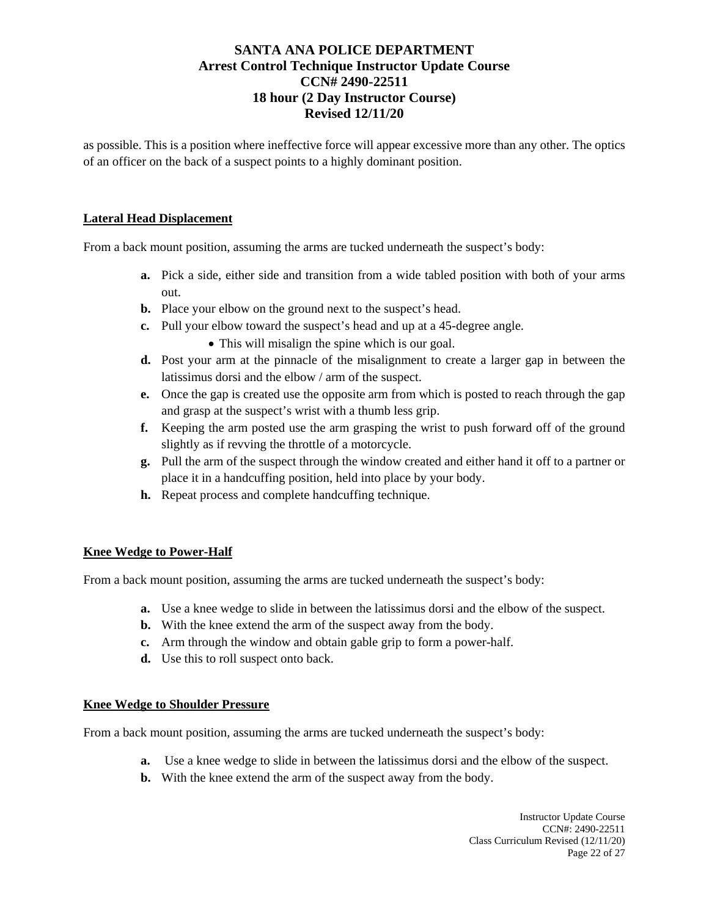as possible. This is a position where ineffective force will appear excessive more than any other. The optics of an officer on the back of a suspect points to a highly dominant position.

## Lateral Head Displacement

From a back mount position, assuming the arms are tucked underneath the suspect's body:

- **a.** Pick a side, either side and transition from a wide tabled position with both of your arms out.
- **b.** Place your elbow on the ground next to the suspect's head.
- **c.** Pull your elbow toward the suspect's head and up at a 45-degree angle.
    - This will misalign the spine which is our goal.
- **d.** Post your arm at the pinnacle of the misalignment to create a larger gap in between the latissimus dorsi and the elbow / arm of the suspect.
- **e.** Once the gap is created use the opposite arm from which is posted to reach through the gap and grasp at the suspect's wrist with a thumb less grip.
- **f.** Keeping the arm posted use the arm grasping the wrist to push forward off of the ground slightly as if revving the throttle of a motorcycle.
- **g.** Pull the arm of the suspect through the window created and either hand it off to a partner or place it in a handcuffing position, held into place by your body.
- **h.** Repeat process and complete handcuffing technique.

## Knee Wedge to Power-Half

From a back mount position, assuming the arms are tucked underneath the suspect's body:

- **a.** Use a knee wedge to slide in between the latissimus dorsi and the elbow of the suspect.
- **b.** With the knee extend the arm of the suspect away from the body.
- **c.** Arm through the window and obtain gable grip to form a power-half.
- **d.** Use this to roll suspect onto back.

## Knee Wedge to Shoulder Pressure

From a back mount position, assuming the arms are tucked underneath the suspect's body:

- **a.** Use a knee wedge to slide in between the latissimus dorsi and the elbow of the suspect.
- **b.** With the knee extend the arm of the suspect away from the body.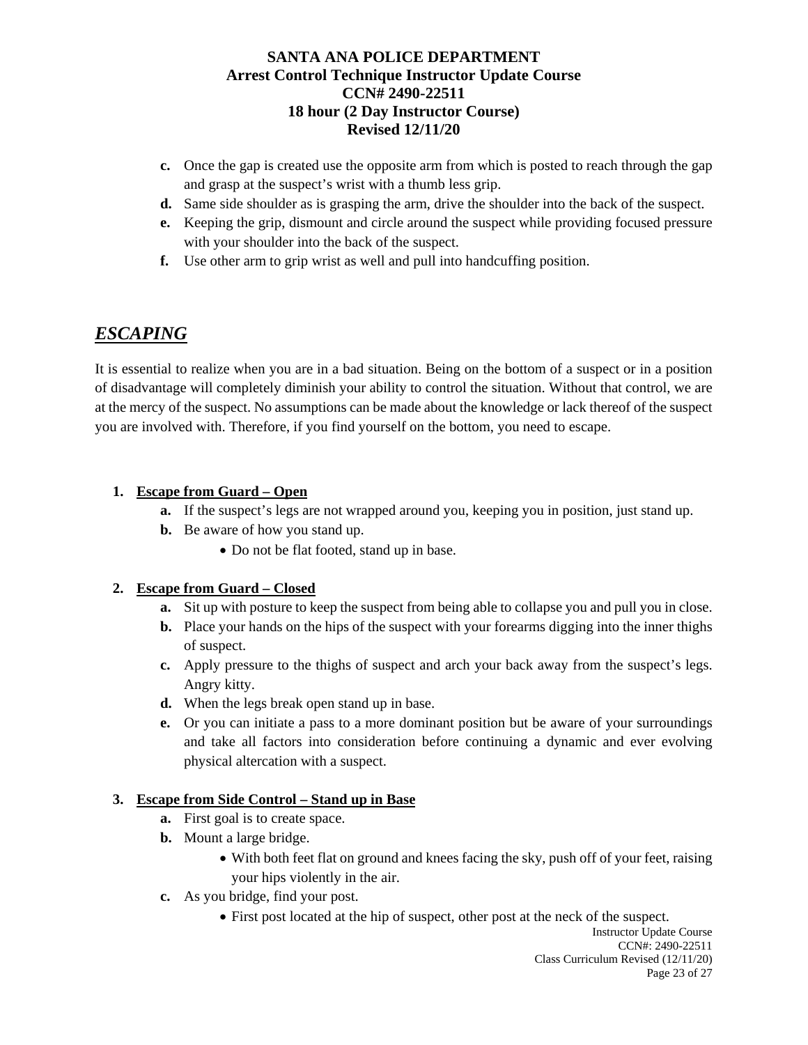c. Once the gap is created use the opposite arm from which is posted to reach through the gap and grasp at the suspect's wrist with a thumb less grip.
d. Same side shoulder as is grasping the arm, drive the shoulder into the back of the suspect.
e. Keeping the grip, dismount and circle around the suspect while providing focused pressure with your shoulder into the back of the suspect.
f. Use other arm to grip wrist as well and pull into handcuffing position.

## *ESCAPING*

It is essential to realize when you are in a bad situation. Being on the bottom of a suspect or in a position of disadvantage will completely diminish your ability to control the situation. Without that control, we are at the mercy of the suspect. No assumptions can be made about the knowledge or lack thereof of the suspect you are involved with. Therefore, if you find yourself on the bottom, you need to escape.

1. **Escape from Guard – Open**
   a. If the suspect's legs are not wrapped around you, keeping you in position, just stand up.
   b. Be aware of how you stand up.
      - Do not be flat footed, stand up in base.

2. **Escape from Guard – Closed**
   a. Sit up with posture to keep the suspect from being able to collapse you and pull you in close.
   b. Place your hands on the hips of the suspect with your forearms digging into the inner thighs of suspect.
   c. Apply pressure to the thighs of suspect and arch your back away from the suspect's legs. Angry kitty.
   d. When the legs break open stand up in base.
   e. Or you can initiate a pass to a more dominant position but be aware of your surroundings and take all factors into consideration before continuing a dynamic and ever evolving physical altercation with a suspect.

3. **Escape from Side Control – Stand up in Base**
   a. First goal is to create space.
   b. Mount a large bridge.
      - With both feet flat on ground and knees facing the sky, push off of your feet, raising your hips violently in the air.
   c. As you bridge, find your post.
      - First post located at the hip of suspect, other post at the neck of the suspect.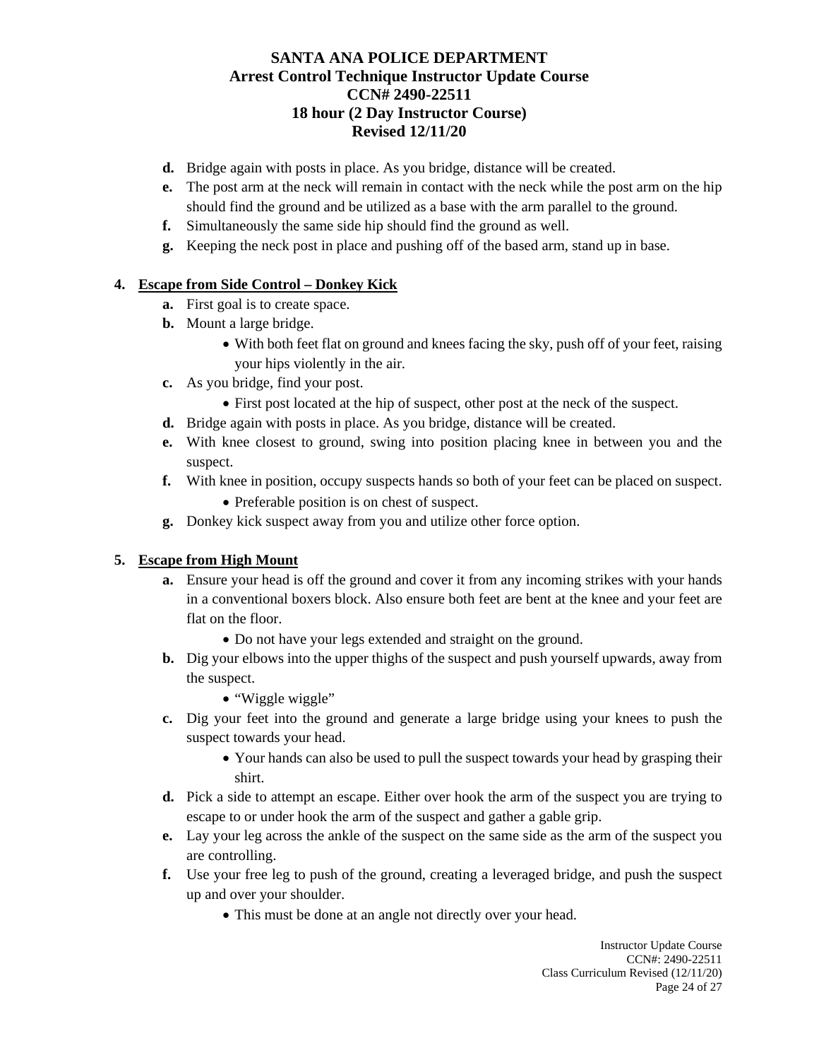d. Bridge again with posts in place. As you bridge, distance will be created.

e. The post arm at the neck will remain in contact with the neck while the post arm on the hip should find the ground and be utilized as a base with the arm parallel to the ground.

f. Simultaneously the same side hip should find the ground as well.

g. Keeping the neck post in place and pushing off of the based arm, stand up in base.

**4. Escape from Side Control – Donkey Kick**

a. First goal is to create space.

b. Mount a large bridge.
   - With both feet flat on ground and knees facing the sky, push off of your feet, raising your hips violently in the air.

c. As you bridge, find your post.
   - First post located at the hip of suspect, other post at the neck of the suspect.

d. Bridge again with posts in place. As you bridge, distance will be created.

e. With knee closest to ground, swing into position placing knee in between you and the suspect.

f. With knee in position, occupy suspects hands so both of your feet can be placed on suspect.
   - Preferable position is on chest of suspect.

g. Donkey kick suspect away from you and utilize other force option.

**5. Escape from High Mount**

a. Ensure your head is off the ground and cover it from any incoming strikes with your hands in a conventional boxers block. Also ensure both feet are bent at the knee and your feet are flat on the floor.
   - Do not have your legs extended and straight on the ground.

b. Dig your elbows into the upper thighs of the suspect and push yourself upwards, away from the suspect.
   - "Wiggle wiggle"

c. Dig your feet into the ground and generate a large bridge using your knees to push the suspect towards your head.
   - Your hands can also be used to pull the suspect towards your head by grasping their shirt.

d. Pick a side to attempt an escape. Either over hook the arm of the suspect you are trying to escape to or under hook the arm of the suspect and gather a gable grip.

e. Lay your leg across the ankle of the suspect on the same side as the arm of the suspect you are controlling.

f. Use your free leg to push of the ground, creating a leveraged bridge, and push the suspect up and over your shoulder.
   - This must be done at an angle not directly over your head.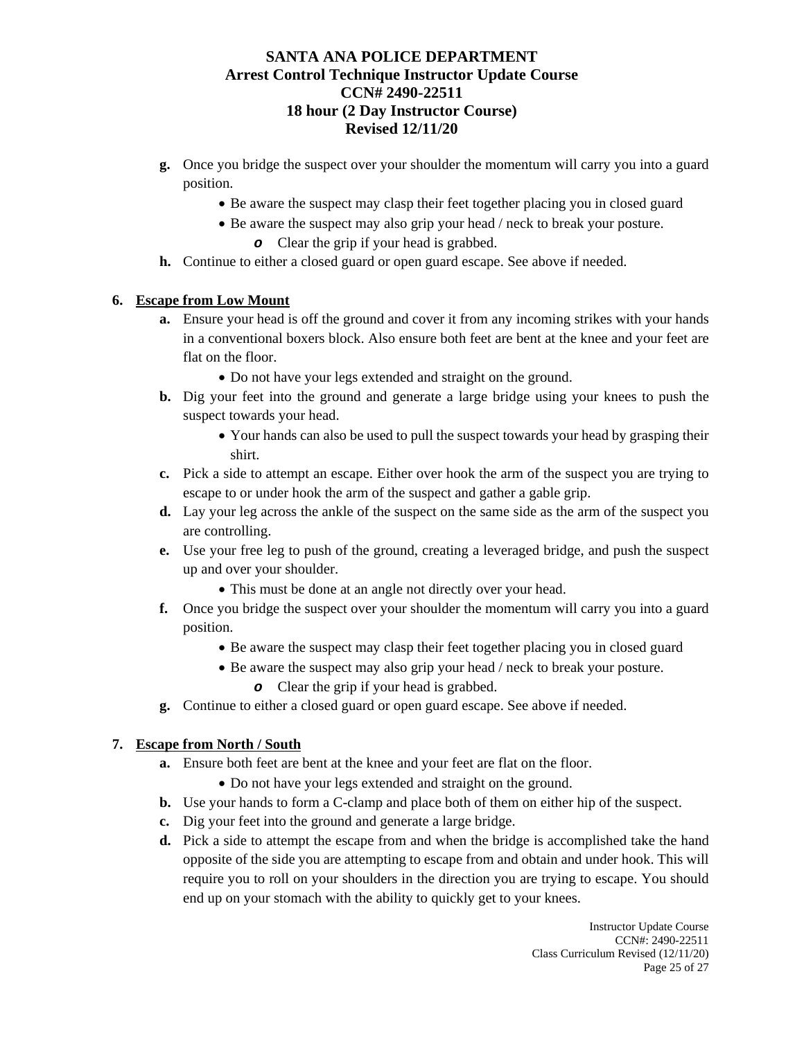g. Once you bridge the suspect over your shoulder the momentum will carry you into a guard position.
    - Be aware the suspect may clasp their feet together placing you in closed guard
    - Be aware the suspect may also grip your head / neck to break your posture.
        - Clear the grip if your head is grabbed.

h. Continue to either a closed guard or open guard escape. See above if needed.

**6. Escape from Low Mount**

a. Ensure your head is off the ground and cover it from any incoming strikes with your hands in a conventional boxers block. Also ensure both feet are bent at the knee and your feet are flat on the floor.
    - Do not have your legs extended and straight on the ground.

b. Dig your feet into the ground and generate a large bridge using your knees to push the suspect towards your head.
    - Your hands can also be used to pull the suspect towards your head by grasping their shirt.

c. Pick a side to attempt an escape. Either over hook the arm of the suspect you are trying to escape to or under hook the arm of the suspect and gather a gable grip.

d. Lay your leg across the ankle of the suspect on the same side as the arm of the suspect you are controlling.

e. Use your free leg to push of the ground, creating a leveraged bridge, and push the suspect up and over your shoulder.
    - This must be done at an angle not directly over your head.

f. Once you bridge the suspect over your shoulder the momentum will carry you into a guard position.
    - Be aware the suspect may clasp their feet together placing you in closed guard
    - Be aware the suspect may also grip your head / neck to break your posture.
        - Clear the grip if your head is grabbed.

g. Continue to either a closed guard or open guard escape. See above if needed.

**7. Escape from North / South**

a. Ensure both feet are bent at the knee and your feet are flat on the floor.
    - Do not have your legs extended and straight on the ground.

b. Use your hands to form a C-clamp and place both of them on either hip of the suspect.

c. Dig your feet into the ground and generate a large bridge.

d. Pick a side to attempt the escape from and when the bridge is accomplished take the hand opposite of the side you are attempting to escape from and obtain and under hook. This will require you to roll on your shoulders in the direction you are trying to escape. You should end up on your stomach with the ability to quickly get to your knees.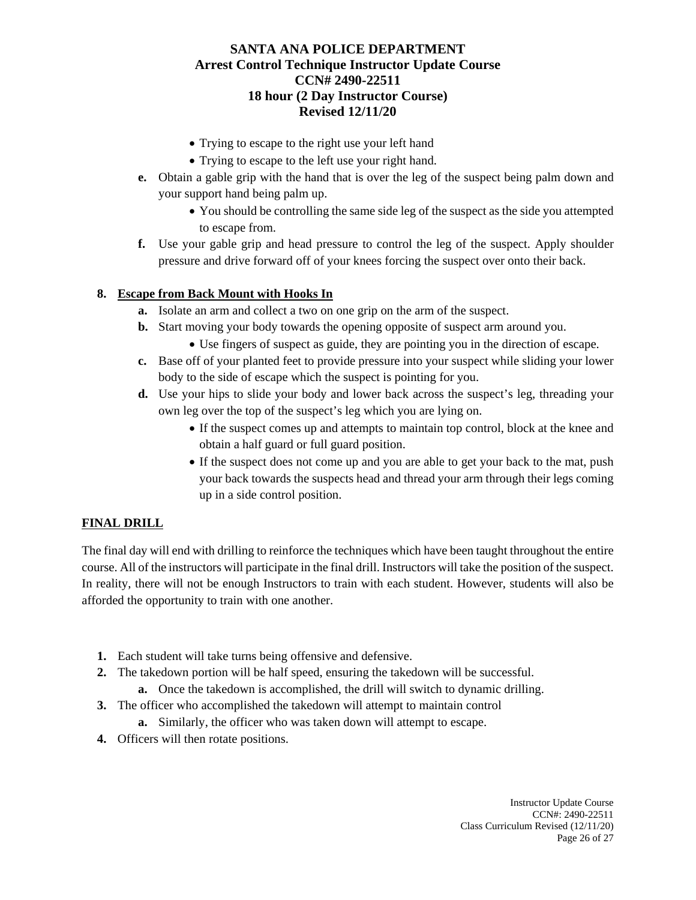- Trying to escape to the right use your left hand
- Trying to escape to the left use your right hand.

**e.** Obtain a gable grip with the hand that is over the leg of the suspect being palm down and your support hand being palm up.

- You should be controlling the same side leg of the suspect as the side you attempted to escape from.

**f.** Use your gable grip and head pressure to control the leg of the suspect. Apply shoulder pressure and drive forward off of your knees forcing the suspect over onto their back.

**8. <u>Escape from Back Mount with Hooks In</u>**

**a.** Isolate an arm and collect a two on one grip on the arm of the suspect.

**b.** Start moving your body towards the opening opposite of suspect arm around you.

- Use fingers of suspect as guide, they are pointing you in the direction of escape.

**c.** Base off of your planted feet to provide pressure into your suspect while sliding your lower body to the side of escape which the suspect is pointing for you.

**d.** Use your hips to slide your body and lower back across the suspect's leg, threading your own leg over the top of the suspect's leg which you are lying on.

- If the suspect comes up and attempts to maintain top control, block at the knee and obtain a half guard or full guard position.
- If the suspect does not come up and you are able to get your back to the mat, push your back towards the suspects head and thread your arm through their legs coming up in a side control position.

## <u>FINAL DRILL</u>

The final day will end with drilling to reinforce the techniques which have been taught throughout the entire course. All of the instructors will participate in the final drill. Instructors will take the position of the suspect. In reality, there will not be enough Instructors to train with each student. However, students will also be afforded the opportunity to train with one another.

1. Each student will take turns being offensive and defensive.
2. The takedown portion will be half speed, ensuring the takedown will be successful.
   - **a.** Once the takedown is accomplished, the drill will switch to dynamic drilling.
3. The officer who accomplished the takedown will attempt to maintain control
   - **a.** Similarly, the officer who was taken down will attempt to escape.
4. Officers will then rotate positions.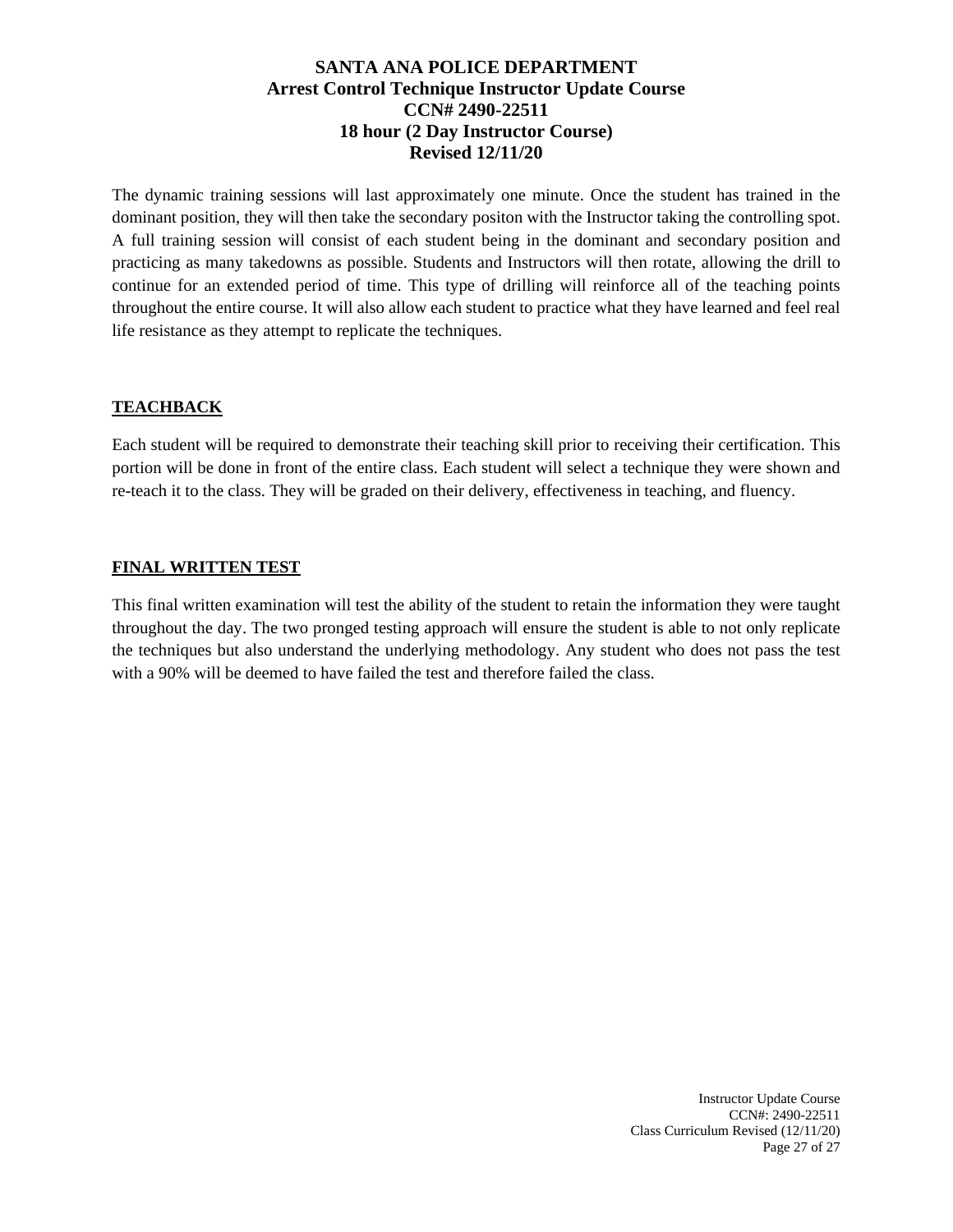The dynamic training sessions will last approximately one minute. Once the student has trained in the dominant position, they will then take the secondary positon with the Instructor taking the controlling spot. A full training session will consist of each student being in the dominant and secondary position and practicing as many takedowns as possible. Students and Instructors will then rotate, allowing the drill to continue for an extended period of time. This type of drilling will reinforce all of the teaching points throughout the entire course. It will also allow each student to practice what they have learned and feel real life resistance as they attempt to replicate the techniques.

## TEACHBACK

Each student will be required to demonstrate their teaching skill prior to receiving their certification. This portion will be done in front of the entire class. Each student will select a technique they were shown and re-teach it to the class. They will be graded on their delivery, effectiveness in teaching, and fluency.

## FINAL WRITTEN TEST

This final written examination will test the ability of the student to retain the information they were taught throughout the day. The two pronged testing approach will ensure the student is able to not only replicate the techniques but also understand the underlying methodology. Any student who does not pass the test with a 90% will be deemed to have failed the test and therefore failed the class.